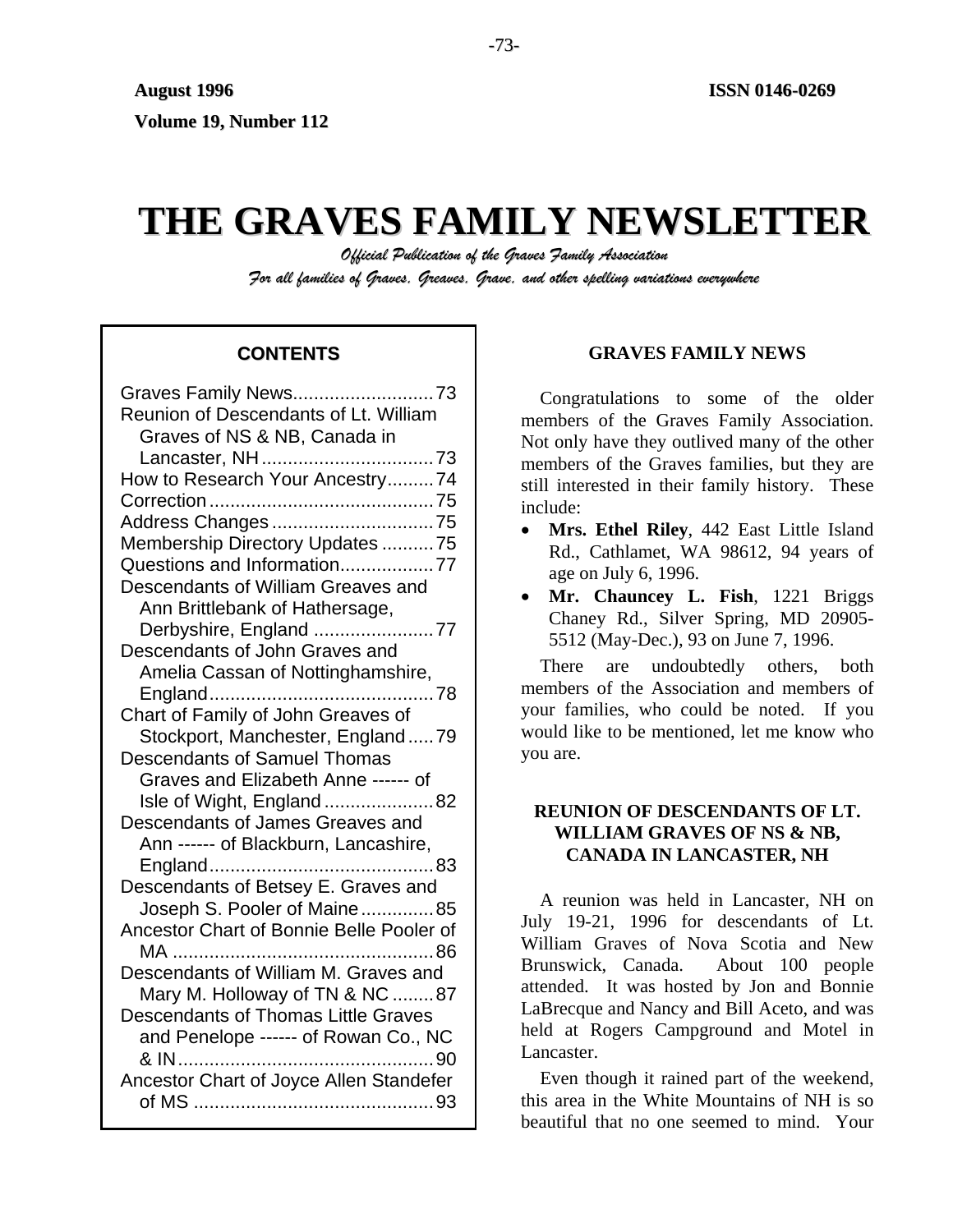**August 1996** **ISSN 0146-0269**

**Volume 19, Number 112**

# THE GRAVES FAMILY NEWSLETTER

*Official Publication of the Graves Family Association*

*For all families of Graves, Greaves, Grave, and other spelling variations everywhere*

## CONTENTS

Graves Family News...........................73
Reunion of Descendants of Lt. William Graves of NS & NB, Canada in Lancaster, NH.................................73
How to Research Your Ancestry.........74
Correction...........................................75
Address Changes...............................75
Membership Directory Updates..........75
Questions and Information..................77
Descendants of William Greaves and Ann Brittlebank of Hathersage, Derbyshire, England .......................77
Descendants of John Graves and Amelia Cassan of Nottinghamshire, England...........................................78
Chart of Family of John Greaves of Stockport, Manchester, England.....79
Descendants of Samuel Thomas Graves and Elizabeth Anne ------ of Isle of Wight, England.....................82
Descendants of James Greaves and Ann ------ of Blackburn, Lancashire, England...........................................83
Descendants of Betsey E. Graves and Joseph S. Pooler of Maine..............85
Ancestor Chart of Bonnie Belle Pooler of MA ..................................................86
Descendants of William M. Graves and Mary M. Holloway of TN & NC........87
Descendants of Thomas Little Graves and Penelope ------ of Rowan Co., NC & IN.................................................90
Ancestor Chart of Joyce Allen Standefer of MS ..............................................93

## GRAVES FAMILY NEWS

Congratulations to some of the older members of the Graves Family Association. Not only have they outlived many of the other members of the Graves families, but they are still interested in their family history. These include:

- **Mrs. Ethel Riley**, 442 East Little Island Rd., Cathlamet, WA 98612, 94 years of age on July 6, 1996.
- **Mr. Chauncey L. Fish**, 1221 Briggs Chaney Rd., Silver Spring, MD 20905-5512 (May-Dec.), 93 on June 7, 1996.

There are undoubtedly others, both members of the Association and members of your families, who could be noted. If you would like to be mentioned, let me know who you are.

## REUNION OF DESCENDANTS OF LT. WILLIAM GRAVES OF NS & NB, CANADA IN LANCASTER, NH

A reunion was held in Lancaster, NH on July 19-21, 1996 for descendants of Lt. William Graves of Nova Scotia and New Brunswick, Canada. About 100 people attended. It was hosted by Jon and Bonnie LaBrecque and Nancy and Bill Aceto, and was held at Rogers Campground and Motel in Lancaster.

Even though it rained part of the weekend, this area in the White Mountains of NH is so beautiful that no one seemed to mind. Your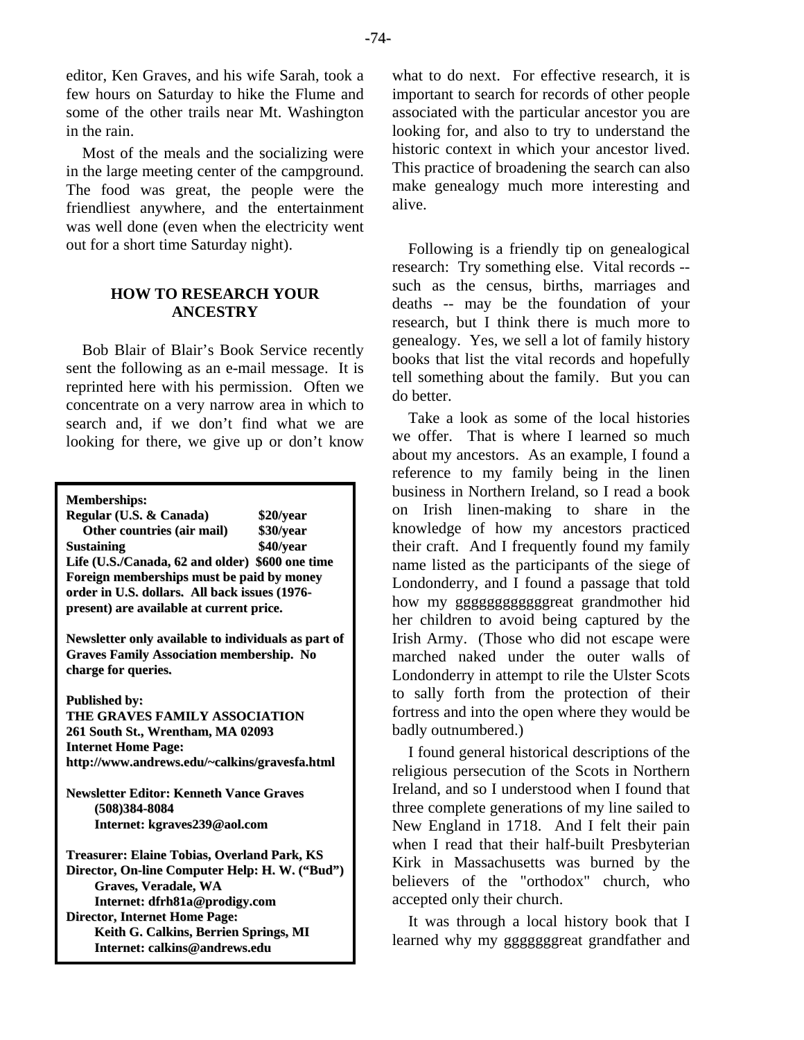editor, Ken Graves, and his wife Sarah, took a few hours on Saturday to hike the Flume and some of the other trails near Mt. Washington in the rain.

Most of the meals and the socializing were in the large meeting center of the campground. The food was great, the people were the friendliest anywhere, and the entertainment was well done (even when the electricity went out for a short time Saturday night).

## HOW TO RESEARCH YOUR ANCESTRY

Bob Blair of Blair's Book Service recently sent the following as an e-mail message. It is reprinted here with his permission. Often we concentrate on a very narrow area in which to search and, if we don't find what we are looking for there, we give up or don't know what to do next. For effective research, it is important to search for records of other people associated with the particular ancestor you are looking for, and also to try to understand the historic context in which your ancestor lived. This practice of broadening the search can also make genealogy much more interesting and alive.

Following is a friendly tip on genealogical research: Try something else. Vital records -- such as the census, births, marriages and deaths -- may be the foundation of your research, but I think there is much more to genealogy. Yes, we sell a lot of family history books that list the vital records and hopefully tell something about the family. But you can do better.

Take a look as some of the local histories we offer. That is where I learned so much about my ancestors. As an example, I found a reference to my family being in the linen business in Northern Ireland, so I read a book on Irish linen-making to share in the knowledge of how my ancestors practiced their craft. And I frequently found my family name listed as the participants of the siege of Londonderry, and I found a passage that told how my gggggggggggggreat grandmother hid her children to avoid being captured by the Irish Army. (Those who did not escape were marched naked under the outer walls of Londonderry in attempt to rile the Ulster Scots to sally forth from the protection of their fortress and into the open where they would be badly outnumbered.)

I found general historical descriptions of the religious persecution of the Scots in Northern Ireland, and so I understood when I found that three complete generations of my line sailed to New England in 1718. And I felt their pain when I read that their half-built Presbyterian Kirk in Massachusetts was burned by the believers of the "orthodox" church, who accepted only their church.

It was through a local history book that I learned why my gggggggreat grandfather and

---

**Memberships:**

| | |
|---|---|
| **Regular (U.S. & Canada)** | **$20/year** |
| **Other countries (air mail)** | **$30/year** |
| **Sustaining** | **$40/year** |
| **Life (U.S./Canada, 62 and older)** | **$600 one time** |

**Foreign memberships must be paid by money order in U.S. dollars. All back issues (1976-present) are available at current price.**

**Newsletter only available to individuals as part of Graves Family Association membership. No charge for queries.**

**Published by:**
**THE GRAVES FAMILY ASSOCIATION**
**261 South St., Wrentham, MA 02093**
**Internet Home Page:**
**http://www.andrews.edu/~calkins/gravesfa.html**

**Newsletter Editor: Kenneth Vance Graves**
**(508)384-8084**
**Internet: kgraves239@aol.com**

**Treasurer: Elaine Tobias, Overland Park, KS**
**Director, On-line Computer Help: H. W. ("Bud") Graves, Veradale, WA**
**Internet: dfrh81a@prodigy.com**
**Director, Internet Home Page:**
**Keith G. Calkins, Berrien Springs, MI**
**Internet: calkins@andrews.edu**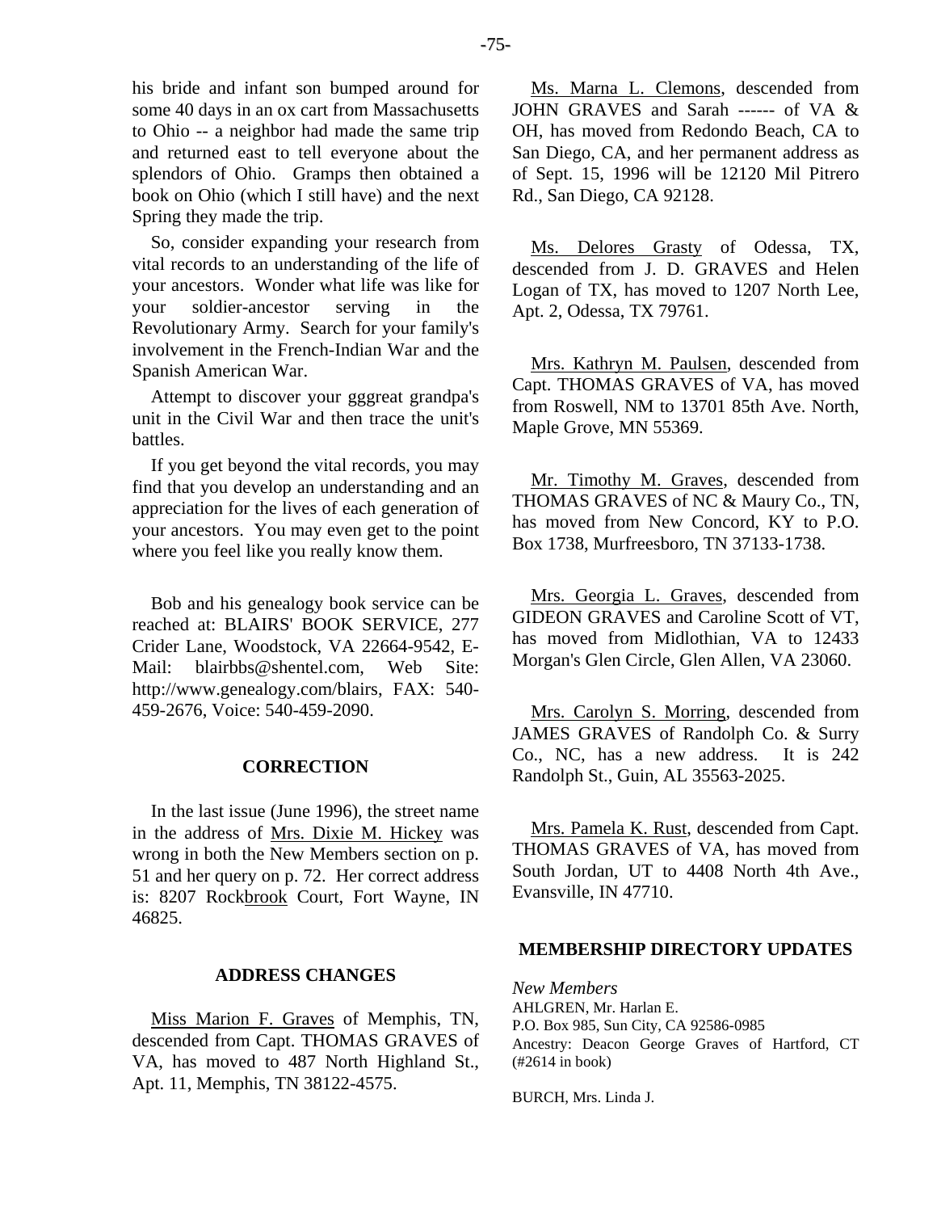his bride and infant son bumped around for some 40 days in an ox cart from Massachusetts to Ohio -- a neighbor had made the same trip and returned east to tell everyone about the splendors of Ohio. Gramps then obtained a book on Ohio (which I still have) and the next Spring they made the trip.

So, consider expanding your research from vital records to an understanding of the life of your ancestors. Wonder what life was like for your soldier-ancestor serving in the Revolutionary Army. Search for your family's involvement in the French-Indian War and the Spanish American War.

Attempt to discover your gggreat grandpa's unit in the Civil War and then trace the unit's battles.

If you get beyond the vital records, you may find that you develop an understanding and an appreciation for the lives of each generation of your ancestors. You may even get to the point where you feel like you really know them.

Bob and his genealogy book service can be reached at: BLAIRS' BOOK SERVICE, 277 Crider Lane, Woodstock, VA 22664-9542, E-Mail: blairbbs@shentel.com, Web Site: http://www.genealogy.com/blairs, FAX: 540-459-2676, Voice: 540-459-2090.

## CORRECTION

In the last issue (June 1996), the street name in the address of Mrs. Dixie M. Hickey was wrong in both the New Members section on p. 51 and her query on p. 72. Her correct address is: 8207 Rockbrook Court, Fort Wayne, IN 46825.

## ADDRESS CHANGES

Miss Marion F. Graves of Memphis, TN, descended from Capt. THOMAS GRAVES of VA, has moved to 487 North Highland St., Apt. 11, Memphis, TN 38122-4575.

Ms. Marna L. Clemons, descended from JOHN GRAVES and Sarah ------ of VA & OH, has moved from Redondo Beach, CA to San Diego, CA, and her permanent address as of Sept. 15, 1996 will be 12120 Mil Pitrero Rd., San Diego, CA 92128.

Ms. Delores Grasty of Odessa, TX, descended from J. D. GRAVES and Helen Logan of TX, has moved to 1207 North Lee, Apt. 2, Odessa, TX 79761.

Mrs. Kathryn M. Paulsen, descended from Capt. THOMAS GRAVES of VA, has moved from Roswell, NM to 13701 85th Ave. North, Maple Grove, MN 55369.

Mr. Timothy M. Graves, descended from THOMAS GRAVES of NC & Maury Co., TN, has moved from New Concord, KY to P.O. Box 1738, Murfreesboro, TN 37133-1738.

Mrs. Georgia L. Graves, descended from GIDEON GRAVES and Caroline Scott of VT, has moved from Midlothian, VA to 12433 Morgan's Glen Circle, Glen Allen, VA 23060.

Mrs. Carolyn S. Morring, descended from JAMES GRAVES of Randolph Co. & Surry Co., NC, has a new address. It is 242 Randolph St., Guin, AL 35563-2025.

Mrs. Pamela K. Rust, descended from Capt. THOMAS GRAVES of VA, has moved from South Jordan, UT to 4408 North 4th Ave., Evansville, IN 47710.

## MEMBERSHIP DIRECTORY UPDATES

*New Members*

AHLGREN, Mr. Harlan E.
P.O. Box 985, Sun City, CA 92586-0985
Ancestry: Deacon George Graves of Hartford, CT (#2614 in book)

BURCH, Mrs. Linda J.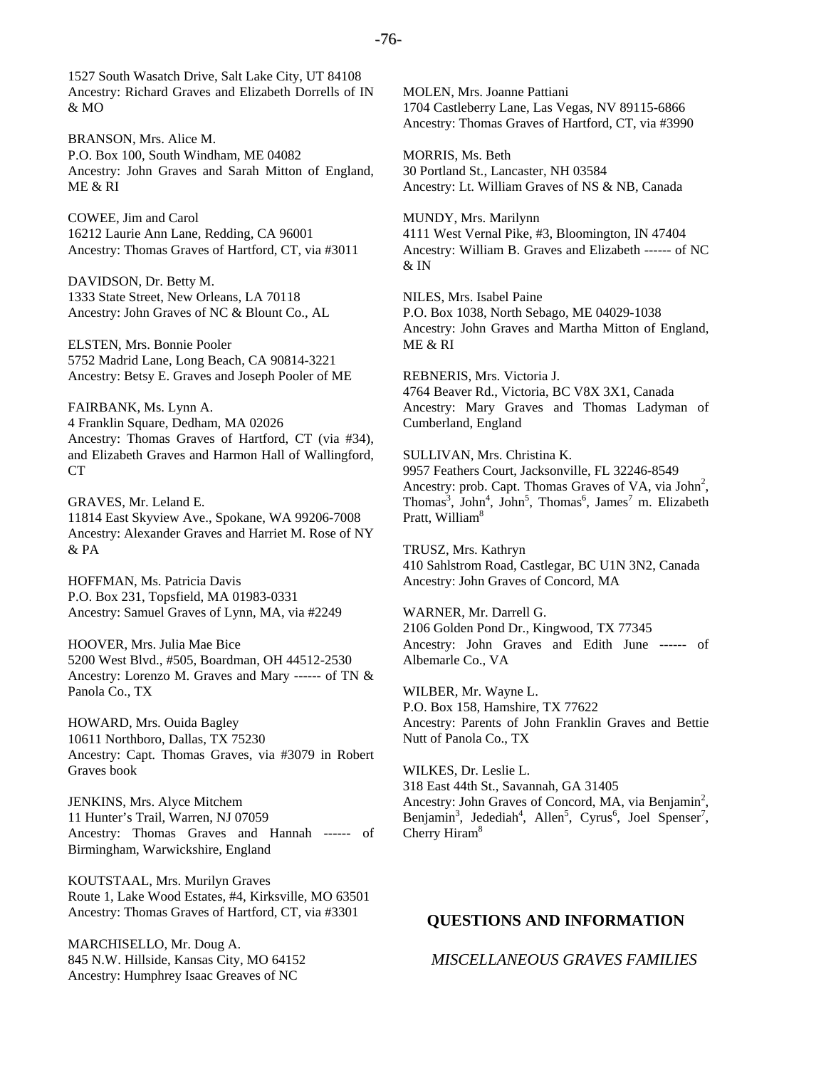1527 South Wasatch Drive, Salt Lake City, UT 84108
Ancestry: Richard Graves and Elizabeth Dorrells of IN & MO

BRANSON, Mrs. Alice M.
P.O. Box 100, South Windham, ME 04082
Ancestry: John Graves and Sarah Mitton of England, ME & RI

COWEE, Jim and Carol
16212 Laurie Ann Lane, Redding, CA 96001
Ancestry: Thomas Graves of Hartford, CT, via #3011

DAVIDSON, Dr. Betty M.
1333 State Street, New Orleans, LA 70118
Ancestry: John Graves of NC & Blount Co., AL

ELSTEN, Mrs. Bonnie Pooler
5752 Madrid Lane, Long Beach, CA 90814-3221
Ancestry: Betsy E. Graves and Joseph Pooler of ME

FAIRBANK, Ms. Lynn A.
4 Franklin Square, Dedham, MA 02026
Ancestry: Thomas Graves of Hartford, CT (via #34), and Elizabeth Graves and Harmon Hall of Wallingford, CT

GRAVES, Mr. Leland E.
11814 East Skyview Ave., Spokane, WA 99206-7008
Ancestry: Alexander Graves and Harriet M. Rose of NY & PA

HOFFMAN, Ms. Patricia Davis
P.O. Box 231, Topsfield, MA 01983-0331
Ancestry: Samuel Graves of Lynn, MA, via #2249

HOOVER, Mrs. Julia Mae Bice
5200 West Blvd., #505, Boardman, OH 44512-2530
Ancestry: Lorenzo M. Graves and Mary ------ of TN & Panola Co., TX

HOWARD, Mrs. Ouida Bagley
10611 Northboro, Dallas, TX 75230
Ancestry: Capt. Thomas Graves, via #3079 in Robert Graves book

JENKINS, Mrs. Alyce Mitchem
11 Hunter's Trail, Warren, NJ 07059
Ancestry: Thomas Graves and Hannah ------ of Birmingham, Warwickshire, England

KOUTSTAAL, Mrs. Murilyn Graves
Route 1, Lake Wood Estates, #4, Kirksville, MO 63501
Ancestry: Thomas Graves of Hartford, CT, via #3301

MARCHISELLO, Mr. Doug A.
845 N.W. Hillside, Kansas City, MO 64152
Ancestry: Humphrey Isaac Greaves of NC

MOLEN, Mrs. Joanne Pattiani
1704 Castleberry Lane, Las Vegas, NV 89115-6866
Ancestry: Thomas Graves of Hartford, CT, via #3990

MORRIS, Ms. Beth
30 Portland St., Lancaster, NH 03584
Ancestry: Lt. William Graves of NS & NB, Canada

MUNDY, Mrs. Marilynn
4111 West Vernal Pike, #3, Bloomington, IN 47404
Ancestry: William B. Graves and Elizabeth ------ of NC & IN

NILES, Mrs. Isabel Paine
P.O. Box 1038, North Sebago, ME 04029-1038
Ancestry: John Graves and Martha Mitton of England, ME & RI

REBNERIS, Mrs. Victoria J.
4764 Beaver Rd., Victoria, BC V8X 3X1, Canada
Ancestry: Mary Graves and Thomas Ladyman of Cumberland, England

SULLIVAN, Mrs. Christina K.
9957 Feathers Court, Jacksonville, FL 32246-8549
Ancestry: prob. Capt. Thomas Graves of VA, via John[2], Thomas[3], John[4], John[5], Thomas[6], James[7] m. Elizabeth Pratt, William[8]

TRUSZ, Mrs. Kathryn
410 Sahlstrom Road, Castlegar, BC U1N 3N2, Canada
Ancestry: John Graves of Concord, MA

WARNER, Mr. Darrell G.
2106 Golden Pond Dr., Kingwood, TX 77345
Ancestry: John Graves and Edith June ------ of Albemarle Co., VA

WILBER, Mr. Wayne L.
P.O. Box 158, Hamshire, TX 77622
Ancestry: Parents of John Franklin Graves and Bettie Nutt of Panola Co., TX

WILKES, Dr. Leslie L.
318 East 44th St., Savannah, GA 31405
Ancestry: John Graves of Concord, MA, via Benjamin[2], Benjamin[3], Jedediah[4], Allen[5], Cyrus[6], Joel Spenser[7], Cherry Hiram[8]

## QUESTIONS AND INFORMATION

### *MISCELLANEOUS GRAVES FAMILIES*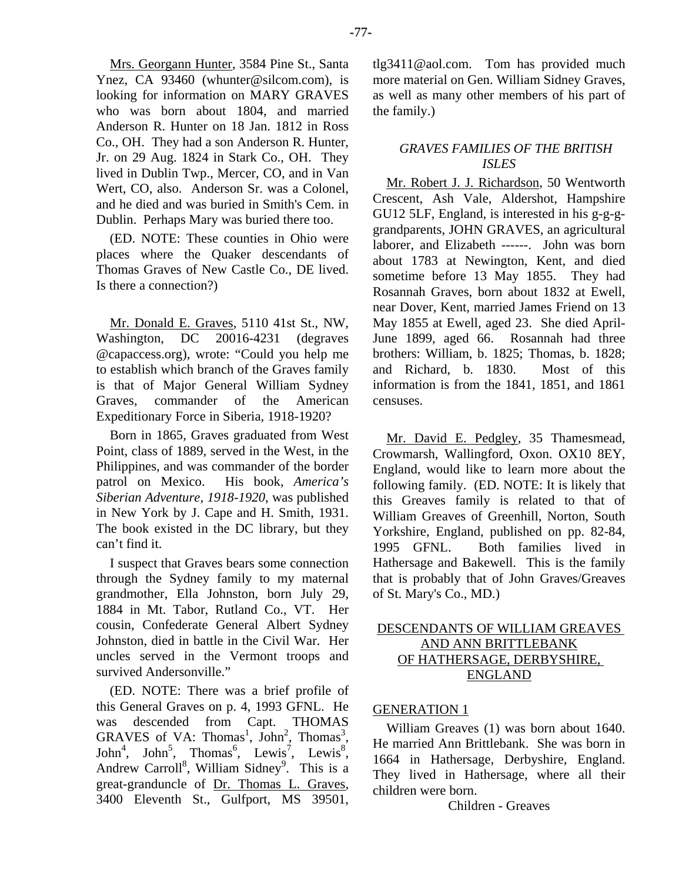Mrs. Georgann Hunter, 3584 Pine St., Santa Ynez, CA 93460 (whunter@silcom.com), is looking for information on MARY GRAVES who was born about 1804, and married Anderson R. Hunter on 18 Jan. 1812 in Ross Co., OH. They had a son Anderson R. Hunter, Jr. on 29 Aug. 1824 in Stark Co., OH. They lived in Dublin Twp., Mercer, CO, and in Van Wert, CO, also. Anderson Sr. was a Colonel, and he died and was buried in Smith's Cem. in Dublin. Perhaps Mary was buried there too.

(ED. NOTE: These counties in Ohio were places where the Quaker descendants of Thomas Graves of New Castle Co., DE lived. Is there a connection?)

Mr. Donald E. Graves, 5110 41st St., NW, Washington, DC 20016-4231 (degraves @capaccess.org), wrote: "Could you help me to establish which branch of the Graves family is that of Major General William Sydney Graves, commander of the American Expeditionary Force in Siberia, 1918-1920?

Born in 1865, Graves graduated from West Point, class of 1889, served in the West, in the Philippines, and was commander of the border patrol on Mexico. His book, *America's Siberian Adventure, 1918-1920*, was published in New York by J. Cape and H. Smith, 1931. The book existed in the DC library, but they can't find it.

I suspect that Graves bears some connection through the Sydney family to my maternal grandmother, Ella Johnston, born July 29, 1884 in Mt. Tabor, Rutland Co., VT. Her cousin, Confederate General Albert Sydney Johnston, died in battle in the Civil War. Her uncles served in the Vermont troops and survived Andersonville."

(ED. NOTE: There was a brief profile of this General Graves on p. 4, 1993 GFNL. He was descended from Capt. THOMAS GRAVES of VA: Thomas$^1$, John$^2$, Thomas$^3$, John$^4$, John$^5$, Thomas$^6$, Lewis$^7$, Lewis$^8$, Andrew Carroll$^8$, William Sidney$^9$. This is a great-granduncle of Dr. Thomas L. Graves, 3400 Eleventh St., Gulfport, MS 39501, tlg3411@aol.com. Tom has provided much more material on Gen. William Sidney Graves, as well as many other members of his part of the family.)

## *GRAVES FAMILIES OF THE BRITISH ISLES*

Mr. Robert J. J. Richardson, 50 Wentworth Crescent, Ash Vale, Aldershot, Hampshire GU12 5LF, England, is interested in his g-g-g-grandparents, JOHN GRAVES, an agricultural laborer, and Elizabeth ------. John was born about 1783 at Newington, Kent, and died sometime before 13 May 1855. They had Rosannah Graves, born about 1832 at Ewell, near Dover, Kent, married James Friend on 13 May 1855 at Ewell, aged 23. She died April-June 1899, aged 66. Rosannah had three brothers: William, b. 1825; Thomas, b. 1828; and Richard, b. 1830. Most of this information is from the 1841, 1851, and 1861 censuses.

Mr. David E. Pedgley, 35 Thamesmead, Crowmarsh, Wallingford, Oxon. OX10 8EY, England, would like to learn more about the following family. (ED. NOTE: It is likely that this Greaves family is related to that of William Greaves of Greenhill, Norton, South Yorkshire, England, published on pp. 82-84, 1995 GFNL. Both families lived in Hathersage and Bakewell. This is the family that is probably that of John Graves/Greaves of St. Mary's Co., MD.)

## DESCENDANTS OF WILLIAM GREAVES AND ANN BRITTLEBANK OF HATHERSAGE, DERBYSHIRE, ENGLAND

### GENERATION 1

William Greaves (1) was born about 1640. He married Ann Brittlebank. She was born in 1664 in Hathersage, Derbyshire, England. They lived in Hathersage, where all their children were born.

Children - Greaves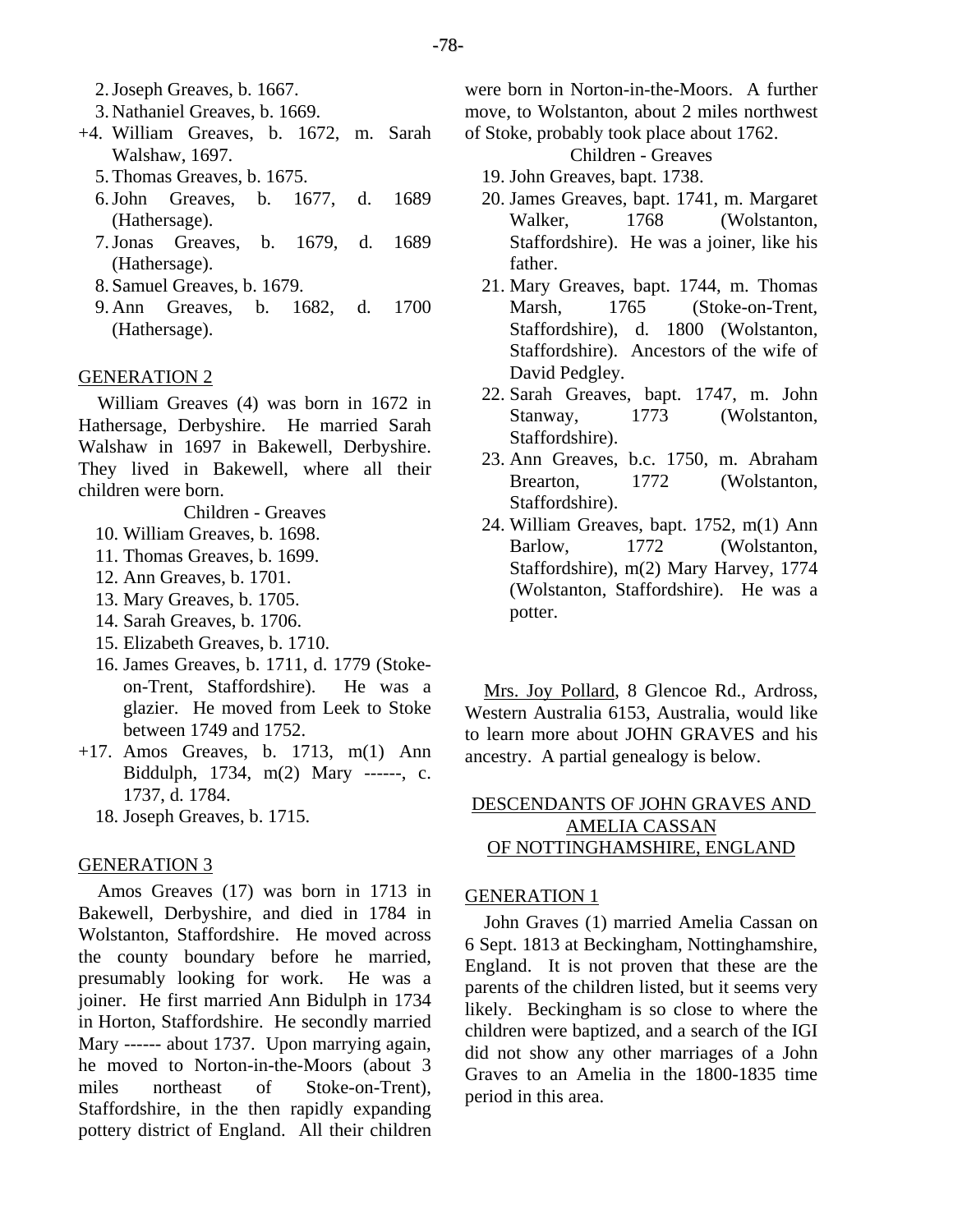2. Joseph Greaves, b. 1667.
3. Nathaniel Greaves, b. 1669.

+4. William Greaves, b. 1672, m. Sarah Walshaw, 1697.

5. Thomas Greaves, b. 1675.
6. John Greaves, b. 1677, d. 1689 (Hathersage).
7. Jonas Greaves, b. 1679, d. 1689 (Hathersage).
8. Samuel Greaves, b. 1679.
9. Ann Greaves, b. 1682, d. 1700 (Hathersage).

## GENERATION 2

William Greaves (4) was born in 1672 in Hathersage, Derbyshire. He married Sarah Walshaw in 1697 in Bakewell, Derbyshire. They lived in Bakewell, where all their children were born.

Children - Greaves

10. William Greaves, b. 1698.
11. Thomas Greaves, b. 1699.
12. Ann Greaves, b. 1701.
13. Mary Greaves, b. 1705.
14. Sarah Greaves, b. 1706.
15. Elizabeth Greaves, b. 1710.
16. James Greaves, b. 1711, d. 1779 (Stoke-on-Trent, Staffordshire). He was a glazier. He moved from Leek to Stoke between 1749 and 1752.

+17. Amos Greaves, b. 1713, m(1) Ann Biddulph, 1734, m(2) Mary ------, c. 1737, d. 1784.

18. Joseph Greaves, b. 1715.

## GENERATION 3

Amos Greaves (17) was born in 1713 in Bakewell, Derbyshire, and died in 1784 in Wolstanton, Staffordshire. He moved across the county boundary before he married, presumably looking for work. He was a joiner. He first married Ann Bidulph in 1734 in Horton, Staffordshire. He secondly married Mary ------ about 1737. Upon marrying again, he moved to Norton-in-the-Moors (about 3 miles northeast of Stoke-on-Trent), Staffordshire, in the then rapidly expanding pottery district of England. All their children were born in Norton-in-the-Moors. A further move, to Wolstanton, about 2 miles northwest of Stoke, probably took place about 1762.

Children - Greaves

19. John Greaves, bapt. 1738.
20. James Greaves, bapt. 1741, m. Margaret Walker, 1768 (Wolstanton, Staffordshire). He was a joiner, like his father.
21. Mary Greaves, bapt. 1744, m. Thomas Marsh, 1765 (Stoke-on-Trent, Staffordshire), d. 1800 (Wolstanton, Staffordshire). Ancestors of the wife of David Pedgley.
22. Sarah Greaves, bapt. 1747, m. John Stanway, 1773 (Wolstanton, Staffordshire).
23. Ann Greaves, b.c. 1750, m. Abraham Brearton, 1772 (Wolstanton, Staffordshire).
24. William Greaves, bapt. 1752, m(1) Ann Barlow, 1772 (Wolstanton, Staffordshire), m(2) Mary Harvey, 1774 (Wolstanton, Staffordshire). He was a potter.

Mrs. Joy Pollard, 8 Glencoe Rd., Ardross, Western Australia 6153, Australia, would like to learn more about JOHN GRAVES and his ancestry. A partial genealogy is below.

## DESCENDANTS OF JOHN GRAVES AND AMELIA CASSAN OF NOTTINGHAMSHIRE, ENGLAND

## GENERATION 1

John Graves (1) married Amelia Cassan on 6 Sept. 1813 at Beckingham, Nottinghamshire, England. It is not proven that these are the parents of the children listed, but it seems very likely. Beckingham is so close to where the children were baptized, and a search of the IGI did not show any other marriages of a John Graves to an Amelia in the 1800-1835 time period in this area.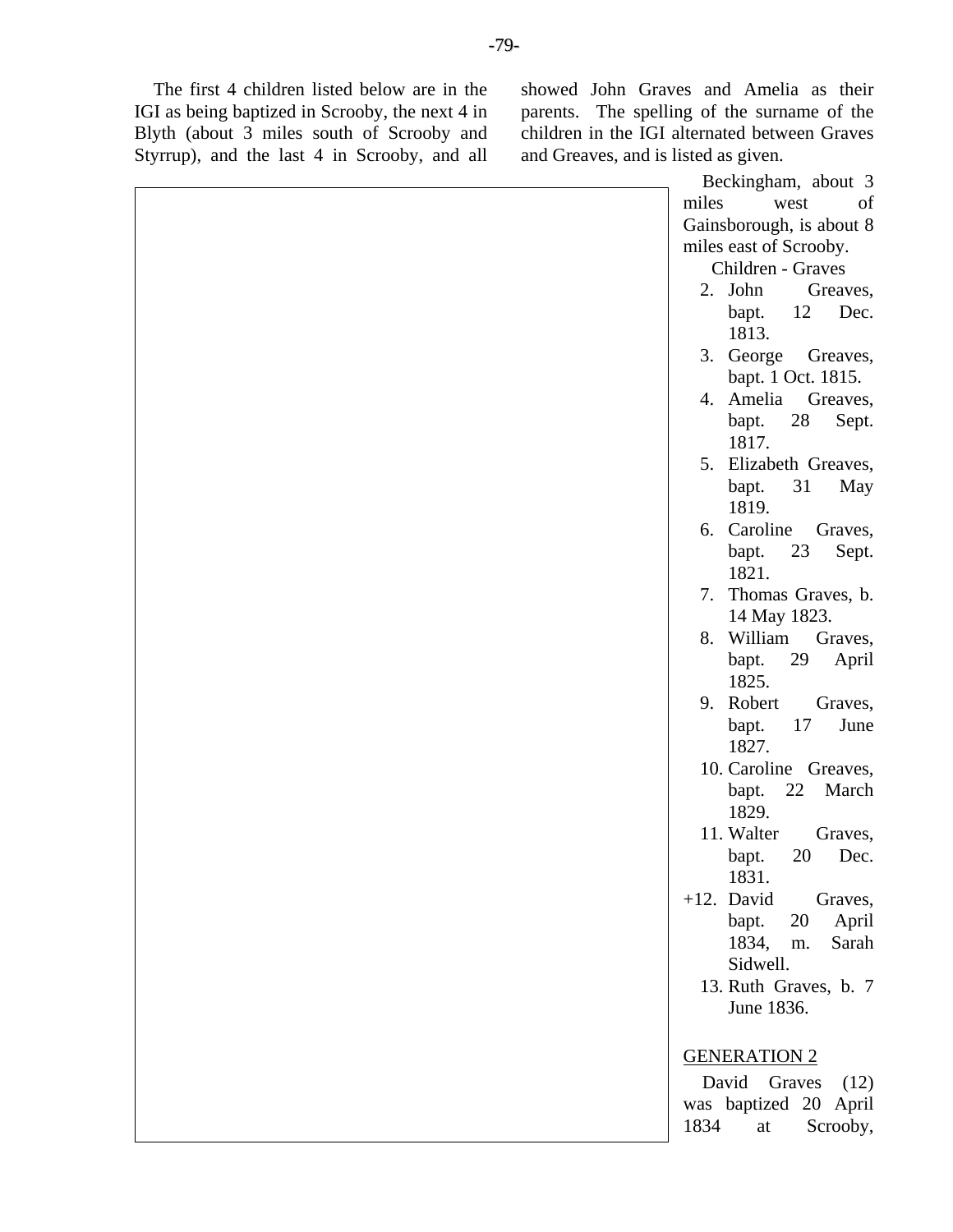The first 4 children listed below are in the IGI as being baptized in Scrooby, the next 4 in Blyth (about 3 miles south of Scrooby and Styrrup), and the last 4 in Scrooby, and all showed John Graves and Amelia as their parents. The spelling of the surname of the children in the IGI alternated between Graves and Greaves, and is listed as given.

Beckingham, about 3 miles west of Gainsborough, is about 8 miles east of Scrooby.

Children - Graves

2. John Greaves, bapt. 12 Dec. 1813.
3. George Greaves, bapt. 1 Oct. 1815.
4. Amelia Greaves, bapt. 28 Sept. 1817.
5. Elizabeth Greaves, bapt. 31 May 1819.
6. Caroline Graves, bapt. 23 Sept. 1821.
7. Thomas Graves, b. 14 May 1823.
8. William Graves, bapt. 29 April 1825.
9. Robert Graves, bapt. 17 June 1827.
10. Caroline Greaves, bapt. 22 March 1829.
11. Walter Graves, bapt. 20 Dec. 1831.

+12. David Graves, bapt. 20 April 1834, m. Sarah Sidwell.

13. Ruth Graves, b. 7 June 1836.

GENERATION 2

David Graves (12) was baptized 20 April 1834 at Scrooby,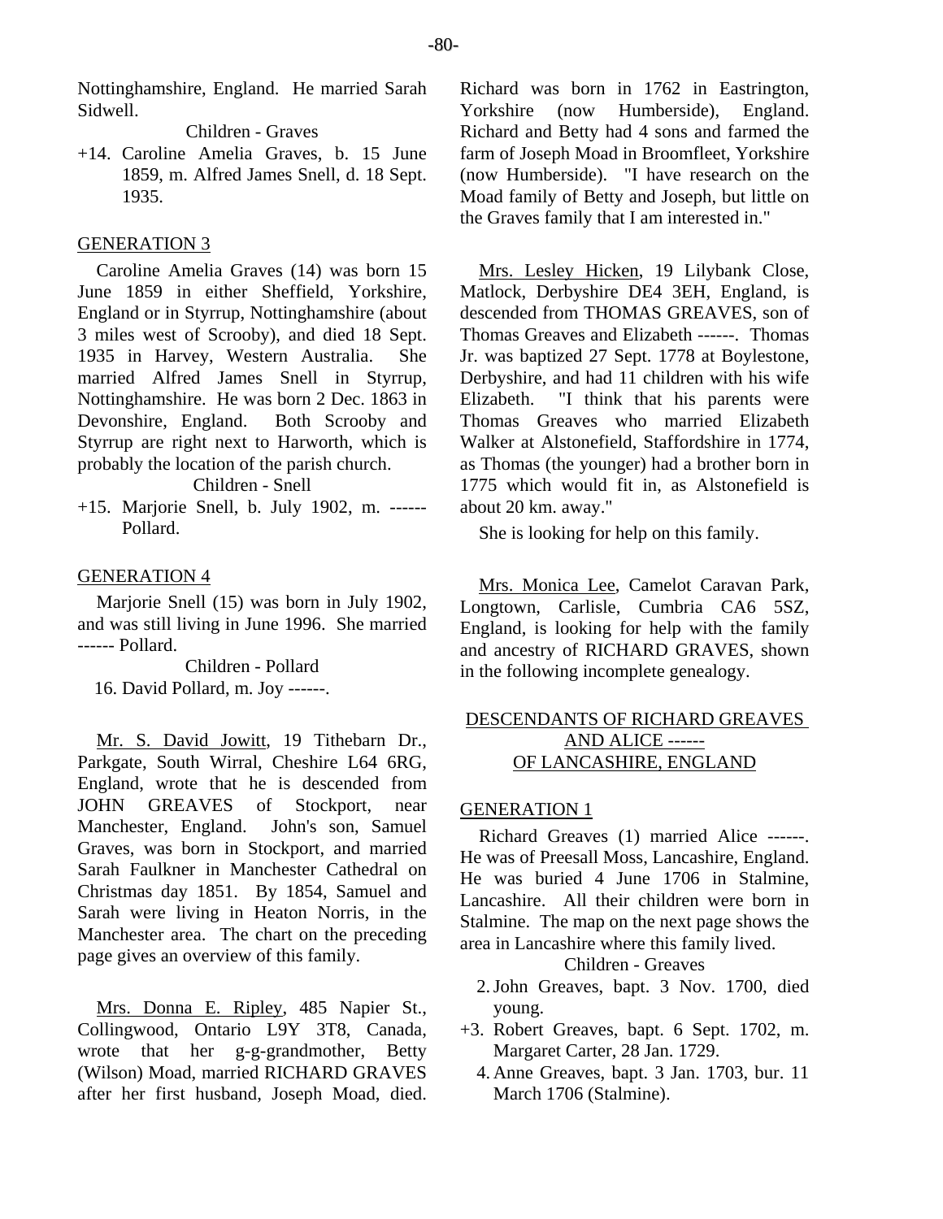Nottinghamshire, England. He married Sarah Sidwell.

Children - Graves

+14. Caroline Amelia Graves, b. 15 June 1859, m. Alfred James Snell, d. 18 Sept. 1935.

GENERATION 3

Caroline Amelia Graves (14) was born 15 June 1859 in either Sheffield, Yorkshire, England or in Styrrup, Nottinghamshire (about 3 miles west of Scrooby), and died 18 Sept. 1935 in Harvey, Western Australia. She married Alfred James Snell in Styrrup, Nottinghamshire. He was born 2 Dec. 1863 in Devonshire, England. Both Scrooby and Styrrup are right next to Harworth, which is probably the location of the parish church.

Children - Snell

+15. Marjorie Snell, b. July 1902, m. ------ Pollard.

GENERATION 4

Marjorie Snell (15) was born in July 1902, and was still living in June 1996. She married ------ Pollard.

Children - Pollard

16. David Pollard, m. Joy ------.

Mr. S. David Jowitt, 19 Tithebarn Dr., Parkgate, South Wirral, Cheshire L64 6RG, England, wrote that he is descended from JOHN GREAVES of Stockport, near Manchester, England. John's son, Samuel Graves, was born in Stockport, and married Sarah Faulkner in Manchester Cathedral on Christmas day 1851. By 1854, Samuel and Sarah were living in Heaton Norris, in the Manchester area. The chart on the preceding page gives an overview of this family.

Mrs. Donna E. Ripley, 485 Napier St., Collingwood, Ontario L9Y 3T8, Canada, wrote that her g-g-grandmother, Betty (Wilson) Moad, married RICHARD GRAVES after her first husband, Joseph Moad, died. Richard was born in 1762 in Eastrington, Yorkshire (now Humberside), England. Richard and Betty had 4 sons and farmed the farm of Joseph Moad in Broomfleet, Yorkshire (now Humberside). "I have research on the Moad family of Betty and Joseph, but little on the Graves family that I am interested in."

Mrs. Lesley Hicken, 19 Lilybank Close, Matlock, Derbyshire DE4 3EH, England, is descended from THOMAS GREAVES, son of Thomas Greaves and Elizabeth ------. Thomas Jr. was baptized 27 Sept. 1778 at Boylestone, Derbyshire, and had 11 children with his wife Elizabeth. "I think that his parents were Thomas Greaves who married Elizabeth Walker at Alstonefield, Staffordshire in 1774, as Thomas (the younger) had a brother born in 1775 which would fit in, as Alstonefield is about 20 km. away."

She is looking for help on this family.

Mrs. Monica Lee, Camelot Caravan Park, Longtown, Carlisle, Cumbria CA6 5SZ, England, is looking for help with the family and ancestry of RICHARD GRAVES, shown in the following incomplete genealogy.

## DESCENDANTS OF RICHARD GREAVES AND ALICE ------ OF LANCASHIRE, ENGLAND

GENERATION 1

Richard Greaves (1) married Alice ------. He was of Preesall Moss, Lancashire, England. He was buried 4 June 1706 in Stalmine, Lancashire. All their children were born in Stalmine. The map on the next page shows the area in Lancashire where this family lived.

Children - Greaves

2. John Greaves, bapt. 3 Nov. 1700, died young.

+3. Robert Greaves, bapt. 6 Sept. 1702, m. Margaret Carter, 28 Jan. 1729.

4. Anne Greaves, bapt. 3 Jan. 1703, bur. 11 March 1706 (Stalmine).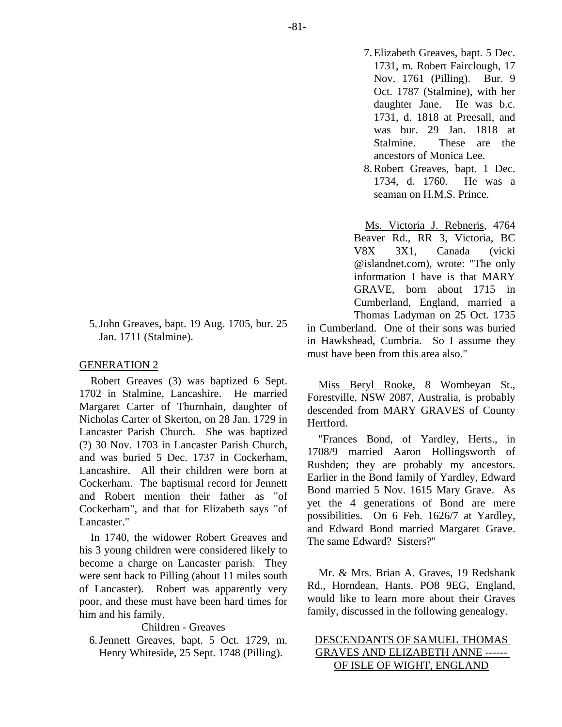5. John Greaves, bapt. 19 Aug. 1705, bur. 25 Jan. 1711 (Stalmine).

GENERATION 2

Robert Greaves (3) was baptized 6 Sept. 1702 in Stalmine, Lancashire. He married Margaret Carter of Thurnhain, daughter of Nicholas Carter of Skerton, on 28 Jan. 1729 in Lancaster Parish Church. She was baptized (?) 30 Nov. 1703 in Lancaster Parish Church, and was buried 5 Dec. 1737 in Cockerham, Lancashire. All their children were born at Cockerham. The baptismal record for Jennett and Robert mention their father as "of Cockerham", and that for Elizabeth says "of Lancaster."

In 1740, the widower Robert Greaves and his 3 young children were considered likely to become a charge on Lancaster parish. They were sent back to Pilling (about 11 miles south of Lancaster). Robert was apparently very poor, and these must have been hard times for him and his family.

Children - Greaves

6. Jennett Greaves, bapt. 5 Oct. 1729, m. Henry Whiteside, 25 Sept. 1748 (Pilling).
7. Elizabeth Greaves, bapt. 5 Dec. 1731, m. Robert Fairclough, 17 Nov. 1761 (Pilling). Bur. 9 Oct. 1787 (Stalmine), with her daughter Jane. He was b.c. 1731, d. 1818 at Preesall, and was bur. 29 Jan. 1818 at Stalmine. These are the ancestors of Monica Lee.
8. Robert Greaves, bapt. 1 Dec. 1734, d. 1760. He was a seaman on H.M.S. Prince.

Ms. Victoria J. Rebneris, 4764 Beaver Rd., RR 3, Victoria, BC V8X 3X1, Canada (vicki @islandnet.com), wrote: "The only information I have is that MARY GRAVE, born about 1715 in Cumberland, England, married a Thomas Ladyman on 25 Oct. 1735 in Cumberland. One of their sons was buried in Hawkshead, Cumbria. So I assume they must have been from this area also."

Miss Beryl Rooke, 8 Wombeyan St., Forestville, NSW 2087, Australia, is probably descended from MARY GRAVES of County Hertford.

"Frances Bond, of Yardley, Herts., in 1708/9 married Aaron Hollingsworth of Rushden; they are probably my ancestors. Earlier in the Bond family of Yardley, Edward Bond married 5 Nov. 1615 Mary Grave. As yet the 4 generations of Bond are mere possibilities. On 6 Feb. 1626/7 at Yardley, and Edward Bond married Margaret Grave. The same Edward? Sisters?"

Mr. & Mrs. Brian A. Graves, 19 Redshank Rd., Horndean, Hants. PO8 9EG, England, would like to learn more about their Graves family, discussed in the following genealogy.

DESCENDANTS OF SAMUEL THOMAS GRAVES AND ELIZABETH ANNE ------ OF ISLE OF WIGHT, ENGLAND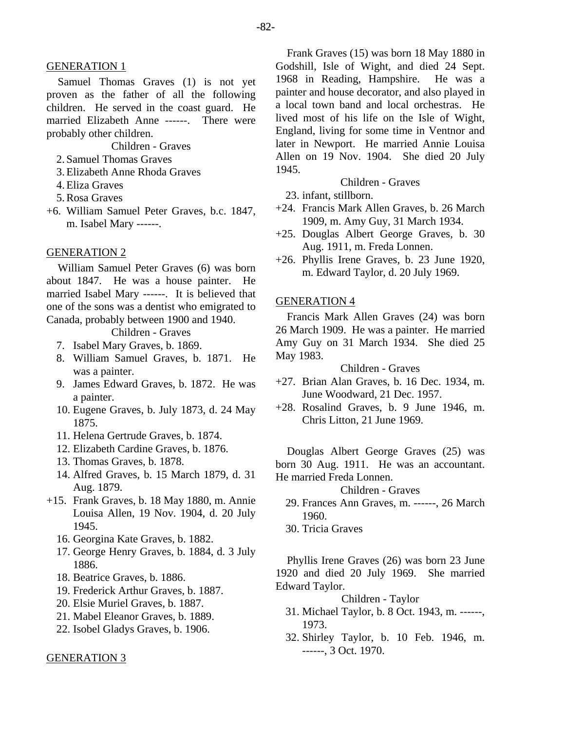## GENERATION 1

Samuel Thomas Graves (1) is not yet proven as the father of all the following children. He served in the coast guard. He married Elizabeth Anne ------. There were probably other children.

Children - Graves

2. Samuel Thomas Graves
3. Elizabeth Anne Rhoda Graves
4. Eliza Graves
5. Rosa Graves

+6. William Samuel Peter Graves, b.c. 1847, m. Isabel Mary ------.

## GENERATION 2

William Samuel Peter Graves (6) was born about 1847. He was a house painter. He married Isabel Mary ------. It is believed that one of the sons was a dentist who emigrated to Canada, probably between 1900 and 1940.

Children - Graves

7. Isabel Mary Graves, b. 1869.
8. William Samuel Graves, b. 1871. He was a painter.
9. James Edward Graves, b. 1872. He was a painter.
10. Eugene Graves, b. July 1873, d. 24 May 1875.
11. Helena Gertrude Graves, b. 1874.
12. Elizabeth Cardine Graves, b. 1876.
13. Thomas Graves, b. 1878.
14. Alfred Graves, b. 15 March 1879, d. 31 Aug. 1879.

+15. Frank Graves, b. 18 May 1880, m. Annie Louisa Allen, 19 Nov. 1904, d. 20 July 1945.

16. Georgina Kate Graves, b. 1882.
17. George Henry Graves, b. 1884, d. 3 July 1886.
18. Beatrice Graves, b. 1886.
19. Frederick Arthur Graves, b. 1887.
20. Elsie Muriel Graves, b. 1887.
21. Mabel Eleanor Graves, b. 1889.
22. Isobel Gladys Graves, b. 1906.

## GENERATION 3

Frank Graves (15) was born 18 May 1880 in Godshill, Isle of Wight, and died 24 Sept. 1968 in Reading, Hampshire. He was a painter and house decorator, and also played in a local town band and local orchestras. He lived most of his life on the Isle of Wight, England, living for some time in Ventnor and later in Newport. He married Annie Louisa Allen on 19 Nov. 1904. She died 20 July 1945.

Children - Graves

23. infant, stillborn.

+24. Francis Mark Allen Graves, b. 26 March 1909, m. Amy Guy, 31 March 1934.

+25. Douglas Albert George Graves, b. 30 Aug. 1911, m. Freda Lonnen.

+26. Phyllis Irene Graves, b. 23 June 1920, m. Edward Taylor, d. 20 July 1969.

## GENERATION 4

Francis Mark Allen Graves (24) was born 26 March 1909. He was a painter. He married Amy Guy on 31 March 1934. She died 25 May 1983.

Children - Graves

+27. Brian Alan Graves, b. 16 Dec. 1934, m. June Woodward, 21 Dec. 1957.

+28. Rosalind Graves, b. 9 June 1946, m. Chris Litton, 21 June 1969.

Douglas Albert George Graves (25) was born 30 Aug. 1911. He was an accountant. He married Freda Lonnen.

Children - Graves

29. Frances Ann Graves, m. ------, 26 March 1960.
30. Tricia Graves

Phyllis Irene Graves (26) was born 23 June 1920 and died 20 July 1969. She married Edward Taylor.

Children - Taylor

31. Michael Taylor, b. 8 Oct. 1943, m. ------, 1973.
32. Shirley Taylor, b. 10 Feb. 1946, m. ------, 3 Oct. 1970.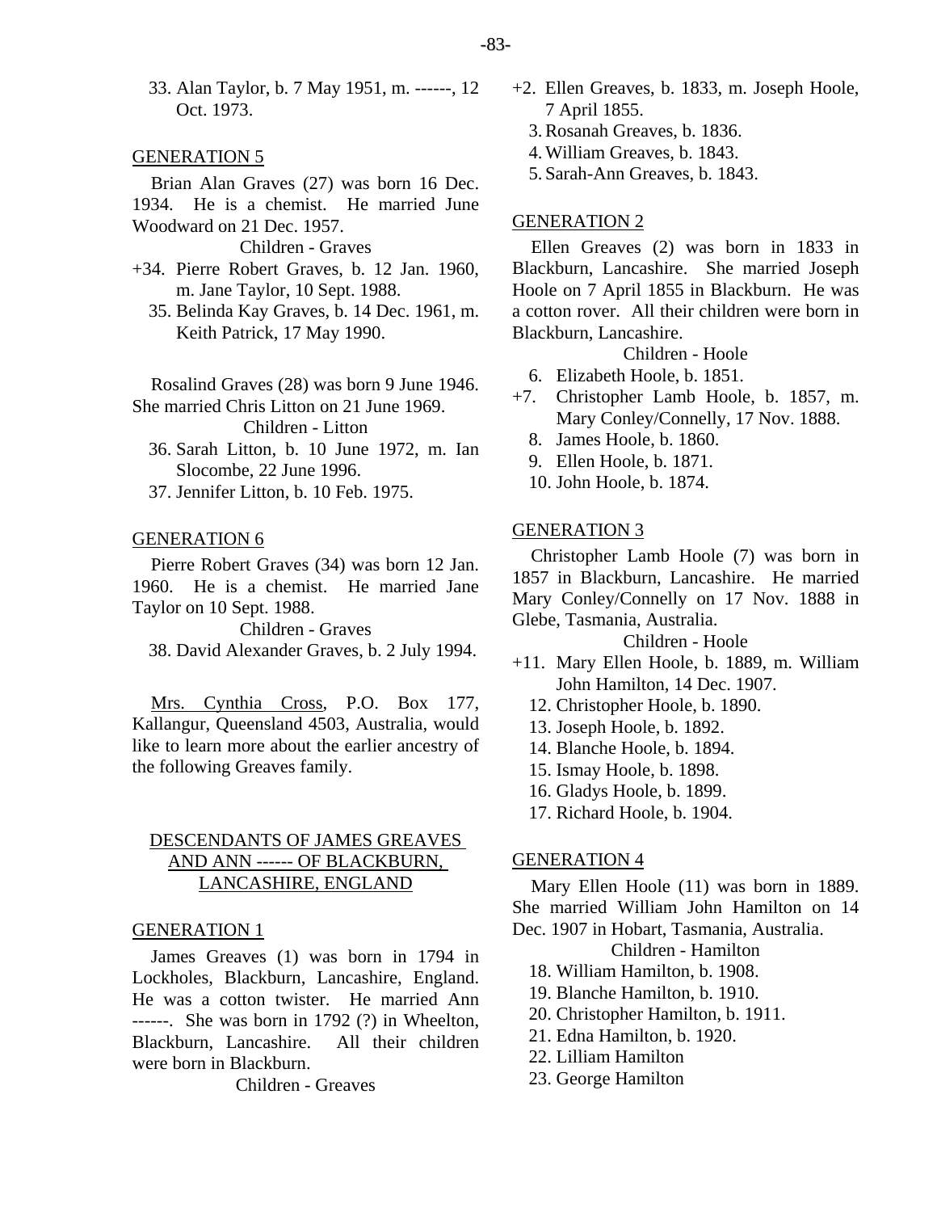33. Alan Taylor, b. 7 May 1951, m. ------, 12 Oct. 1973.

## GENERATION 5

Brian Alan Graves (27) was born 16 Dec. 1934. He is a chemist. He married June Woodward on 21 Dec. 1957.

Children - Graves

+34. Pierre Robert Graves, b. 12 Jan. 1960, m. Jane Taylor, 10 Sept. 1988.
35. Belinda Kay Graves, b. 14 Dec. 1961, m. Keith Patrick, 17 May 1990.

Rosalind Graves (28) was born 9 June 1946. She married Chris Litton on 21 June 1969.

Children - Litton

36. Sarah Litton, b. 10 June 1972, m. Ian Slocombe, 22 June 1996.
37. Jennifer Litton, b. 10 Feb. 1975.

## GENERATION 6

Pierre Robert Graves (34) was born 12 Jan. 1960. He is a chemist. He married Jane Taylor on 10 Sept. 1988.

Children - Graves

38. David Alexander Graves, b. 2 July 1994.

Mrs. Cynthia Cross, P.O. Box 177, Kallangur, Queensland 4503, Australia, would like to learn more about the earlier ancestry of the following Greaves family.

# DESCENDANTS OF JAMES GREAVES AND ANN ------ OF BLACKBURN, LANCASHIRE, ENGLAND

## GENERATION 1

James Greaves (1) was born in 1794 in Lockholes, Blackburn, Lancashire, England. He was a cotton twister. He married Ann ------. She was born in 1792 (?) in Wheelton, Blackburn, Lancashire. All their children were born in Blackburn.

Children - Greaves

+2. Ellen Greaves, b. 1833, m. Joseph Hoole, 7 April 1855.
3. Rosanah Greaves, b. 1836.
4. William Greaves, b. 1843.
5. Sarah-Ann Greaves, b. 1843.

## GENERATION 2

Ellen Greaves (2) was born in 1833 in Blackburn, Lancashire. She married Joseph Hoole on 7 April 1855 in Blackburn. He was a cotton rover. All their children were born in Blackburn, Lancashire.

Children - Hoole

6. Elizabeth Hoole, b. 1851.
+7. Christopher Lamb Hoole, b. 1857, m. Mary Conley/Connelly, 17 Nov. 1888.
8. James Hoole, b. 1860.
9. Ellen Hoole, b. 1871.
10. John Hoole, b. 1874.

## GENERATION 3

Christopher Lamb Hoole (7) was born in 1857 in Blackburn, Lancashire. He married Mary Conley/Connelly on 17 Nov. 1888 in Glebe, Tasmania, Australia.

Children - Hoole

+11. Mary Ellen Hoole, b. 1889, m. William John Hamilton, 14 Dec. 1907.
12. Christopher Hoole, b. 1890.
13. Joseph Hoole, b. 1892.
14. Blanche Hoole, b. 1894.
15. Ismay Hoole, b. 1898.
16. Gladys Hoole, b. 1899.
17. Richard Hoole, b. 1904.

## GENERATION 4

Mary Ellen Hoole (11) was born in 1889. She married William John Hamilton on 14 Dec. 1907 in Hobart, Tasmania, Australia.

Children - Hamilton

18. William Hamilton, b. 1908.
19. Blanche Hamilton, b. 1910.
20. Christopher Hamilton, b. 1911.
21. Edna Hamilton, b. 1920.
22. Lilliam Hamilton
23. George Hamilton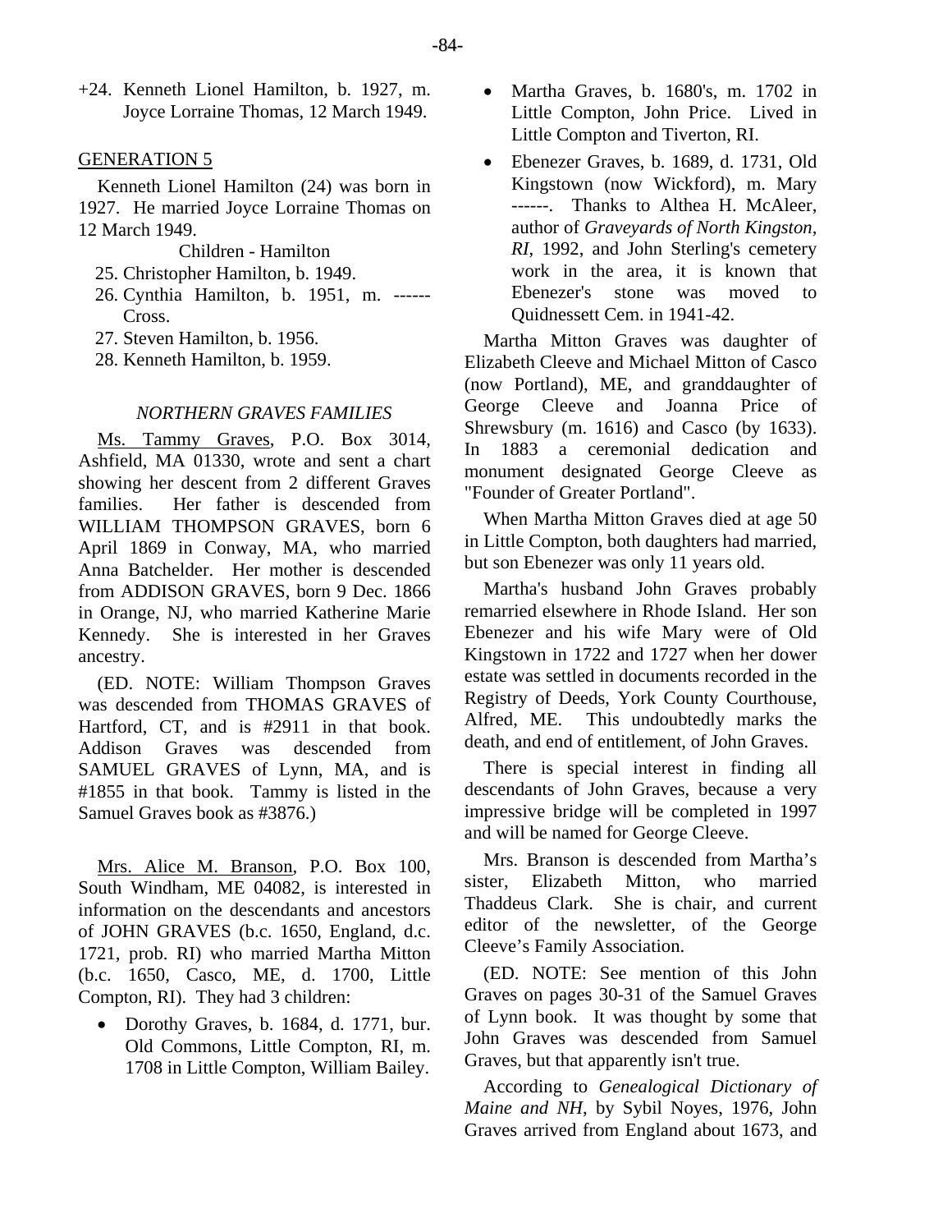+24. Kenneth Lionel Hamilton, b. 1927, m. Joyce Lorraine Thomas, 12 March 1949.

## GENERATION 5

Kenneth Lionel Hamilton (24) was born in 1927. He married Joyce Lorraine Thomas on 12 March 1949.

Children - Hamilton

25. Christopher Hamilton, b. 1949.
26. Cynthia Hamilton, b. 1951, m. ------ Cross.
27. Steven Hamilton, b. 1956.
28. Kenneth Hamilton, b. 1959.

### *NORTHERN GRAVES FAMILIES*

Ms. Tammy Graves, P.O. Box 3014, Ashfield, MA 01330, wrote and sent a chart showing her descent from 2 different Graves families. Her father is descended from WILLIAM THOMPSON GRAVES, born 6 April 1869 in Conway, MA, who married Anna Batchelder. Her mother is descended from ADDISON GRAVES, born 9 Dec. 1866 in Orange, NJ, who married Katherine Marie Kennedy. She is interested in her Graves ancestry.

(ED. NOTE: William Thompson Graves was descended from THOMAS GRAVES of Hartford, CT, and is #2911 in that book. Addison Graves was descended from SAMUEL GRAVES of Lynn, MA, and is #1855 in that book. Tammy is listed in the Samuel Graves book as #3876.)

Mrs. Alice M. Branson, P.O. Box 100, South Windham, ME 04082, is interested in information on the descendants and ancestors of JOHN GRAVES (b.c. 1650, England, d.c. 1721, prob. RI) who married Martha Mitton (b.c. 1650, Casco, ME, d. 1700, Little Compton, RI). They had 3 children:

- Dorothy Graves, b. 1684, d. 1771, bur. Old Commons, Little Compton, RI, m. 1708 in Little Compton, William Bailey.
- Martha Graves, b. 1680's, m. 1702 in Little Compton, John Price. Lived in Little Compton and Tiverton, RI.
- Ebenezer Graves, b. 1689, d. 1731, Old Kingstown (now Wickford), m. Mary ------. Thanks to Althea H. McAleer, author of *Graveyards of North Kingston, RI*, 1992, and John Sterling's cemetery work in the area, it is known that Ebenezer's stone was moved to Quidnessett Cem. in 1941-42.

Martha Mitton Graves was daughter of Elizabeth Cleeve and Michael Mitton of Casco (now Portland), ME, and granddaughter of George Cleeve and Joanna Price of Shrewsbury (m. 1616) and Casco (by 1633). In 1883 a ceremonial dedication and monument designated George Cleeve as "Founder of Greater Portland".

When Martha Mitton Graves died at age 50 in Little Compton, both daughters had married, but son Ebenezer was only 11 years old.

Martha's husband John Graves probably remarried elsewhere in Rhode Island. Her son Ebenezer and his wife Mary were of Old Kingstown in 1722 and 1727 when her dower estate was settled in documents recorded in the Registry of Deeds, York County Courthouse, Alfred, ME. This undoubtedly marks the death, and end of entitlement, of John Graves.

There is special interest in finding all descendants of John Graves, because a very impressive bridge will be completed in 1997 and will be named for George Cleeve.

Mrs. Branson is descended from Martha's sister, Elizabeth Mitton, who married Thaddeus Clark. She is chair, and current editor of the newsletter, of the George Cleeve's Family Association.

(ED. NOTE: See mention of this John Graves on pages 30-31 of the Samuel Graves of Lynn book. It was thought by some that John Graves was descended from Samuel Graves, but that apparently isn't true.

According to *Genealogical Dictionary of Maine and NH*, by Sybil Noyes, 1976, John Graves arrived from England about 1673, and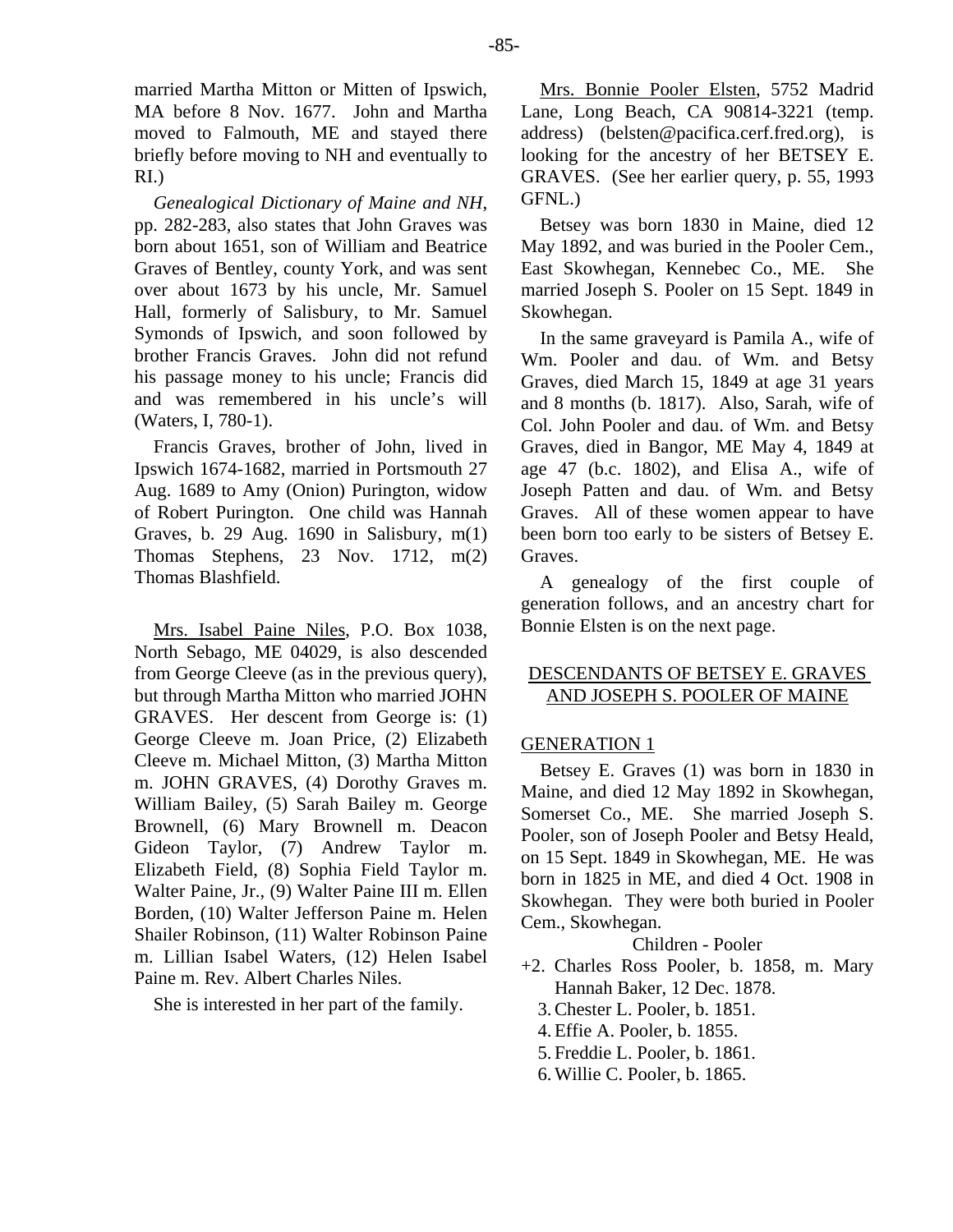married Martha Mitton or Mitten of Ipswich, MA before 8 Nov. 1677. John and Martha moved to Falmouth, ME and stayed there briefly before moving to NH and eventually to RI.)

*Genealogical Dictionary of Maine and NH*, pp. 282-283, also states that John Graves was born about 1651, son of William and Beatrice Graves of Bentley, county York, and was sent over about 1673 by his uncle, Mr. Samuel Hall, formerly of Salisbury, to Mr. Samuel Symonds of Ipswich, and soon followed by brother Francis Graves. John did not refund his passage money to his uncle; Francis did and was remembered in his uncle's will (Waters, I, 780-1).

Francis Graves, brother of John, lived in Ipswich 1674-1682, married in Portsmouth 27 Aug. 1689 to Amy (Onion) Purington, widow of Robert Purington. One child was Hannah Graves, b. 29 Aug. 1690 in Salisbury, m(1) Thomas Stephens, 23 Nov. 1712, m(2) Thomas Blashfield.

Mrs. Isabel Paine Niles, P.O. Box 1038, North Sebago, ME 04029, is also descended from George Cleeve (as in the previous query), but through Martha Mitton who married JOHN GRAVES. Her descent from George is: (1) George Cleeve m. Joan Price, (2) Elizabeth Cleeve m. Michael Mitton, (3) Martha Mitton m. JOHN GRAVES, (4) Dorothy Graves m. William Bailey, (5) Sarah Bailey m. George Brownell, (6) Mary Brownell m. Deacon Gideon Taylor, (7) Andrew Taylor m. Elizabeth Field, (8) Sophia Field Taylor m. Walter Paine, Jr., (9) Walter Paine III m. Ellen Borden, (10) Walter Jefferson Paine m. Helen Shailer Robinson, (11) Walter Robinson Paine m. Lillian Isabel Waters, (12) Helen Isabel Paine m. Rev. Albert Charles Niles.

She is interested in her part of the family.

Mrs. Bonnie Pooler Elsten, 5752 Madrid Lane, Long Beach, CA 90814-3221 (temp. address) (belsten@pacifica.cerf.fred.org), is looking for the ancestry of her BETSEY E. GRAVES. (See her earlier query, p. 55, 1993 GFNL.)

Betsey was born 1830 in Maine, died 12 May 1892, and was buried in the Pooler Cem., East Skowhegan, Kennebec Co., ME. She married Joseph S. Pooler on 15 Sept. 1849 in Skowhegan.

In the same graveyard is Pamila A., wife of Wm. Pooler and dau. of Wm. and Betsy Graves, died March 15, 1849 at age 31 years and 8 months (b. 1817). Also, Sarah, wife of Col. John Pooler and dau. of Wm. and Betsy Graves, died in Bangor, ME May 4, 1849 at age 47 (b.c. 1802), and Elisa A., wife of Joseph Patten and dau. of Wm. and Betsy Graves. All of these women appear to have been born too early to be sisters of Betsey E. Graves.

A genealogy of the first couple of generation follows, and an ancestry chart for Bonnie Elsten is on the next page.

## DESCENDANTS OF BETSEY E. GRAVES AND JOSEPH S. POOLER OF MAINE

### GENERATION 1

Betsey E. Graves (1) was born in 1830 in Maine, and died 12 May 1892 in Skowhegan, Somerset Co., ME. She married Joseph S. Pooler, son of Joseph Pooler and Betsy Heald, on 15 Sept. 1849 in Skowhegan, ME. He was born in 1825 in ME, and died 4 Oct. 1908 in Skowhegan. They were both buried in Pooler Cem., Skowhegan.

Children - Pooler

- +2. Charles Ross Pooler, b. 1858, m. Mary Hannah Baker, 12 Dec. 1878.
- 3. Chester L. Pooler, b. 1851.
- 4. Effie A. Pooler, b. 1855.
- 5. Freddie L. Pooler, b. 1861.
- 6. Willie C. Pooler, b. 1865.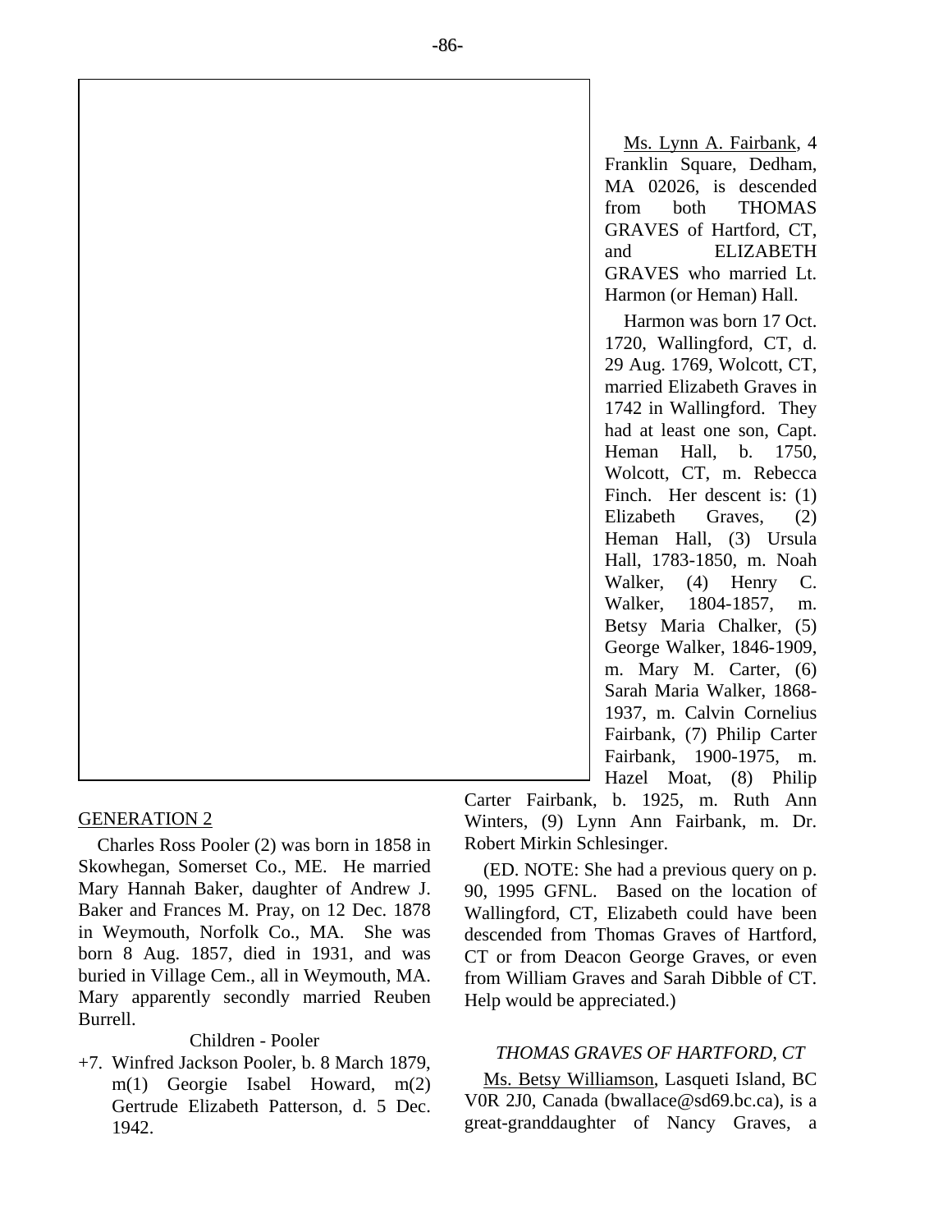## GENERATION 2

Charles Ross Pooler (2) was born in 1858 in Skowhegan, Somerset Co., ME. He married Mary Hannah Baker, daughter of Andrew J. Baker and Frances M. Pray, on 12 Dec. 1878 in Weymouth, Norfolk Co., MA. She was born 8 Aug. 1857, died in 1931, and was buried in Village Cem., all in Weymouth, MA. Mary apparently secondly married Reuben Burrell.

Children - Pooler

+7. Winfred Jackson Pooler, b. 8 March 1879, m(1) Georgie Isabel Howard, m(2) Gertrude Elizabeth Patterson, d. 5 Dec. 1942.

Ms. Lynn A. Fairbank, 4 Franklin Square, Dedham, MA 02026, is descended from both THOMAS GRAVES of Hartford, CT, and ELIZABETH GRAVES who married Lt. Harmon (or Heman) Hall.

Harmon was born 17 Oct. 1720, Wallingford, CT, d. 29 Aug. 1769, Wolcott, CT, married Elizabeth Graves in 1742 in Wallingford. They had at least one son, Capt. Heman Hall, b. 1750, Wolcott, CT, m. Rebecca Finch. Her descent is: (1) Elizabeth Graves, (2) Heman Hall, (3) Ursula Hall, 1783-1850, m. Noah Walker, (4) Henry C. Walker, 1804-1857, m. Betsy Maria Chalker, (5) George Walker, 1846-1909, m. Mary M. Carter, (6) Sarah Maria Walker, 1868-1937, m. Calvin Cornelius Fairbank, (7) Philip Carter Fairbank, 1900-1975, m. Hazel Moat, (8) Philip Carter Fairbank, b. 1925, m. Ruth Ann Winters, (9) Lynn Ann Fairbank, m. Dr. Robert Mirkin Schlesinger.

(ED. NOTE: She had a previous query on p. 90, 1995 GFNL. Based on the location of Wallingford, CT, Elizabeth could have been descended from Thomas Graves of Hartford, CT or from Deacon George Graves, or even from William Graves and Sarah Dibble of CT. Help would be appreciated.)

### *THOMAS GRAVES OF HARTFORD, CT*

Ms. Betsy Williamson, Lasqueti Island, BC V0R 2J0, Canada (bwallace@sd69.bc.ca), is a great-granddaughter of Nancy Graves, a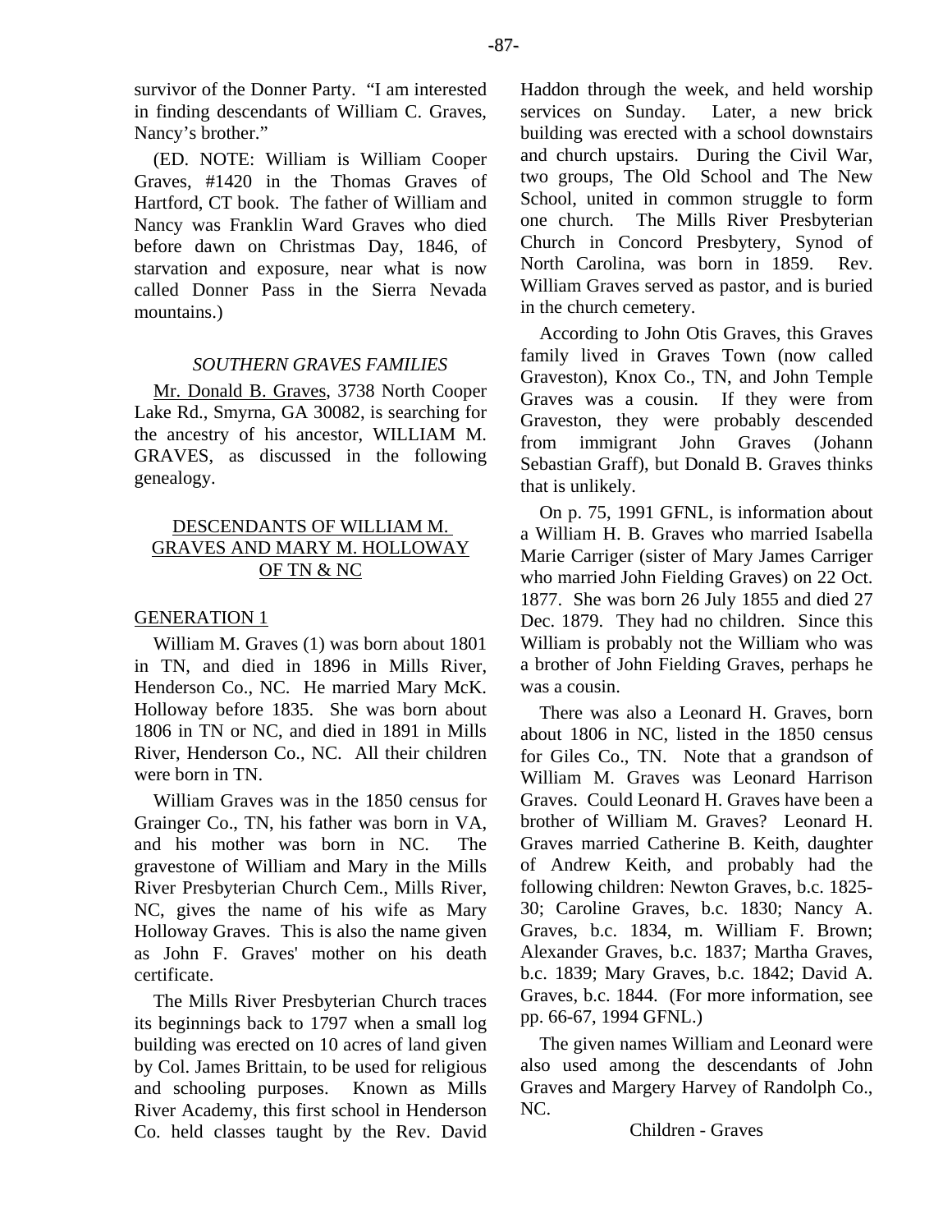survivor of the Donner Party. "I am interested in finding descendants of William C. Graves, Nancy's brother."

(ED. NOTE: William is William Cooper Graves, #1420 in the Thomas Graves of Hartford, CT book. The father of William and Nancy was Franklin Ward Graves who died before dawn on Christmas Day, 1846, of starvation and exposure, near what is now called Donner Pass in the Sierra Nevada mountains.)

### *SOUTHERN GRAVES FAMILIES*

Mr. Donald B. Graves, 3738 North Cooper Lake Rd., Smyrna, GA 30082, is searching for the ancestry of his ancestor, WILLIAM M. GRAVES, as discussed in the following genealogy.

## DESCENDANTS OF WILLIAM M. GRAVES AND MARY M. HOLLOWAY OF TN & NC

### GENERATION 1

William M. Graves (1) was born about 1801 in TN, and died in 1896 in Mills River, Henderson Co., NC. He married Mary McK. Holloway before 1835. She was born about 1806 in TN or NC, and died in 1891 in Mills River, Henderson Co., NC. All their children were born in TN.

William Graves was in the 1850 census for Grainger Co., TN, his father was born in VA, and his mother was born in NC. The gravestone of William and Mary in the Mills River Presbyterian Church Cem., Mills River, NC, gives the name of his wife as Mary Holloway Graves. This is also the name given as John F. Graves' mother on his death certificate.

The Mills River Presbyterian Church traces its beginnings back to 1797 when a small log building was erected on 10 acres of land given by Col. James Brittain, to be used for religious and schooling purposes. Known as Mills River Academy, this first school in Henderson Co. held classes taught by the Rev. David Haddon through the week, and held worship services on Sunday. Later, a new brick building was erected with a school downstairs and church upstairs. During the Civil War, two groups, The Old School and The New School, united in common struggle to form one church. The Mills River Presbyterian Church in Concord Presbytery, Synod of North Carolina, was born in 1859. Rev. William Graves served as pastor, and is buried in the church cemetery.

According to John Otis Graves, this Graves family lived in Graves Town (now called Graveston), Knox Co., TN, and John Temple Graves was a cousin. If they were from Graveston, they were probably descended from immigrant John Graves (Johann Sebastian Graff), but Donald B. Graves thinks that is unlikely.

On p. 75, 1991 GFNL, is information about a William H. B. Graves who married Isabella Marie Carriger (sister of Mary James Carriger who married John Fielding Graves) on 22 Oct. 1877. She was born 26 July 1855 and died 27 Dec. 1879. They had no children. Since this William is probably not the William who was a brother of John Fielding Graves, perhaps he was a cousin.

There was also a Leonard H. Graves, born about 1806 in NC, listed in the 1850 census for Giles Co., TN. Note that a grandson of William M. Graves was Leonard Harrison Graves. Could Leonard H. Graves have been a brother of William M. Graves? Leonard H. Graves married Catherine B. Keith, daughter of Andrew Keith, and probably had the following children: Newton Graves, b.c. 1825-30; Caroline Graves, b.c. 1830; Nancy A. Graves, b.c. 1834, m. William F. Brown; Alexander Graves, b.c. 1837; Martha Graves, b.c. 1839; Mary Graves, b.c. 1842; David A. Graves, b.c. 1844. (For more information, see pp. 66-67, 1994 GFNL.)

The given names William and Leonard were also used among the descendants of John Graves and Margery Harvey of Randolph Co., NC.

Children - Graves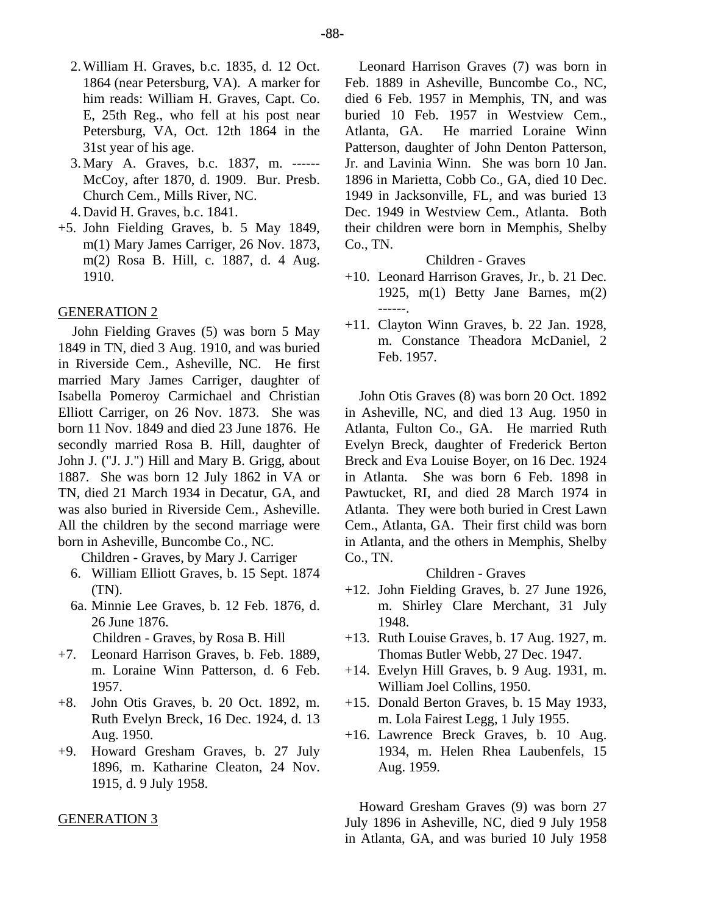2. William H. Graves, b.c. 1835, d. 12 Oct. 1864 (near Petersburg, VA). A marker for him reads: William H. Graves, Capt. Co. E, 25th Reg., who fell at his post near Petersburg, VA, Oct. 12th 1864 in the 31st year of his age.
3. Mary A. Graves, b.c. 1837, m. ------ McCoy, after 1870, d. 1909. Bur. Presb. Church Cem., Mills River, NC.
4. David H. Graves, b.c. 1841.

+5. John Fielding Graves, b. 5 May 1849, m(1) Mary James Carriger, 26 Nov. 1873, m(2) Rosa B. Hill, c. 1887, d. 4 Aug. 1910.

## GENERATION 2

John Fielding Graves (5) was born 5 May 1849 in TN, died 3 Aug. 1910, and was buried in Riverside Cem., Asheville, NC. He first married Mary James Carriger, daughter of Isabella Pomeroy Carmichael and Christian Elliott Carriger, on 26 Nov. 1873. She was born 11 Nov. 1849 and died 23 June 1876. He secondly married Rosa B. Hill, daughter of John J. ("J. J.") Hill and Mary B. Grigg, about 1887. She was born 12 July 1862 in VA or TN, died 21 March 1934 in Decatur, GA, and was also buried in Riverside Cem., Asheville. All the children by the second marriage were born in Asheville, Buncombe Co., NC.

Children - Graves, by Mary J. Carriger

6. William Elliott Graves, b. 15 Sept. 1874 (TN).

6a. Minnie Lee Graves, b. 12 Feb. 1876, d. 26 June 1876.

Children - Graves, by Rosa B. Hill

+7. Leonard Harrison Graves, b. Feb. 1889, m. Loraine Winn Patterson, d. 6 Feb. 1957.

+8. John Otis Graves, b. 20 Oct. 1892, m. Ruth Evelyn Breck, 16 Dec. 1924, d. 13 Aug. 1950.

+9. Howard Gresham Graves, b. 27 July 1896, m. Katharine Cleaton, 24 Nov. 1915, d. 9 July 1958.

## GENERATION 3

Leonard Harrison Graves (7) was born in Feb. 1889 in Asheville, Buncombe Co., NC, died 6 Feb. 1957 in Memphis, TN, and was buried 10 Feb. 1957 in Westview Cem., Atlanta, GA. He married Loraine Winn Patterson, daughter of John Denton Patterson, Jr. and Lavinia Winn. She was born 10 Jan. 1896 in Marietta, Cobb Co., GA, died 10 Dec. 1949 in Jacksonville, FL, and was buried 13 Dec. 1949 in Westview Cem., Atlanta. Both their children were born in Memphis, Shelby Co., TN.

Children - Graves

+10. Leonard Harrison Graves, Jr., b. 21 Dec. 1925, m(1) Betty Jane Barnes, m(2) ------.

+11. Clayton Winn Graves, b. 22 Jan. 1928, m. Constance Theadora McDaniel, 2 Feb. 1957.

John Otis Graves (8) was born 20 Oct. 1892 in Asheville, NC, and died 13 Aug. 1950 in Atlanta, Fulton Co., GA. He married Ruth Evelyn Breck, daughter of Frederick Berton Breck and Eva Louise Boyer, on 16 Dec. 1924 in Atlanta. She was born 6 Feb. 1898 in Pawtucket, RI, and died 28 March 1974 in Atlanta. They were both buried in Crest Lawn Cem., Atlanta, GA. Their first child was born in Atlanta, and the others in Memphis, Shelby Co., TN.

Children - Graves

+12. John Fielding Graves, b. 27 June 1926, m. Shirley Clare Merchant, 31 July 1948.

+13. Ruth Louise Graves, b. 17 Aug. 1927, m. Thomas Butler Webb, 27 Dec. 1947.

+14. Evelyn Hill Graves, b. 9 Aug. 1931, m. William Joel Collins, 1950.

+15. Donald Berton Graves, b. 15 May 1933, m. Lola Fairest Legg, 1 July 1955.

+16. Lawrence Breck Graves, b. 10 Aug. 1934, m. Helen Rhea Laubenfels, 15 Aug. 1959.

Howard Gresham Graves (9) was born 27 July 1896 in Asheville, NC, died 9 July 1958 in Atlanta, GA, and was buried 10 July 1958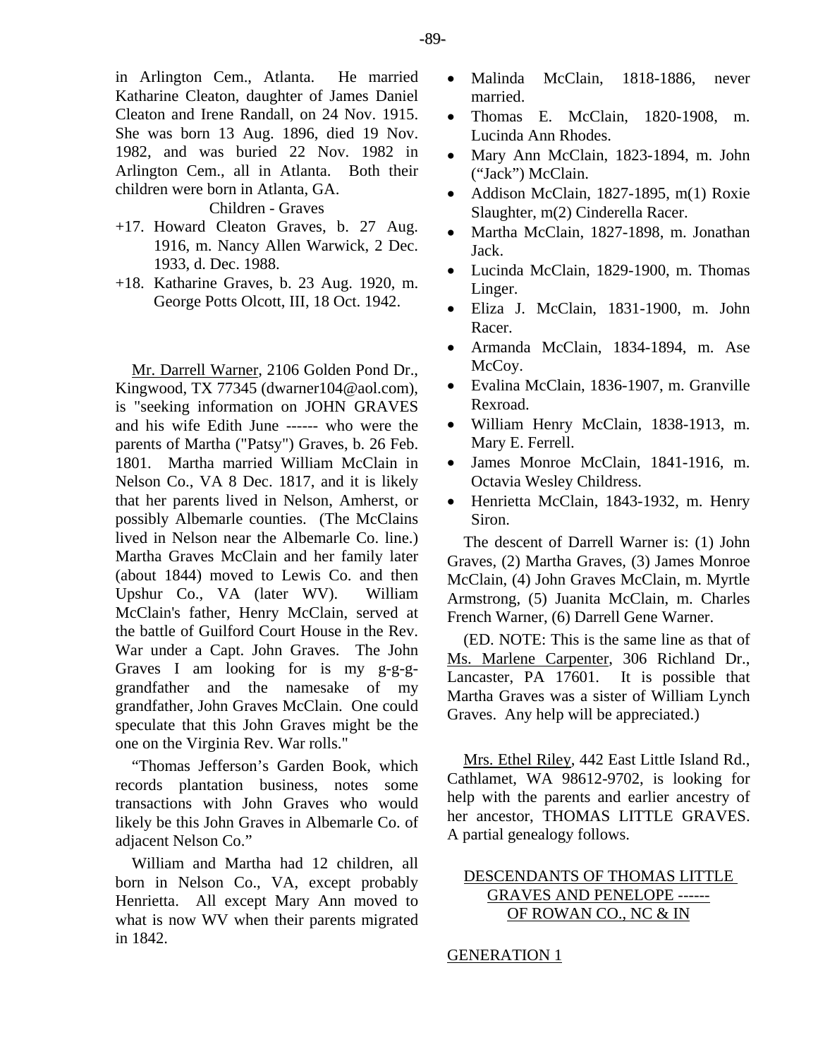in Arlington Cem., Atlanta. He married Katharine Cleaton, daughter of James Daniel Cleaton and Irene Randall, on 24 Nov. 1915. She was born 13 Aug. 1896, died 19 Nov. 1982, and was buried 22 Nov. 1982 in Arlington Cem., all in Atlanta. Both their children were born in Atlanta, GA.

Children - Graves

+17. Howard Cleaton Graves, b. 27 Aug. 1916, m. Nancy Allen Warwick, 2 Dec. 1933, d. Dec. 1988.

+18. Katharine Graves, b. 23 Aug. 1920, m. George Potts Olcott, III, 18 Oct. 1942.

Mr. Darrell Warner, 2106 Golden Pond Dr., Kingwood, TX 77345 (dwarner104@aol.com), is "seeking information on JOHN GRAVES and his wife Edith June ------ who were the parents of Martha ("Patsy") Graves, b. 26 Feb. 1801. Martha married William McClain in Nelson Co., VA 8 Dec. 1817, and it is likely that her parents lived in Nelson, Amherst, or possibly Albemarle counties. (The McClains lived in Nelson near the Albemarle Co. line.) Martha Graves McClain and her family later (about 1844) moved to Lewis Co. and then Upshur Co., VA (later WV). William McClain's father, Henry McClain, served at the battle of Guilford Court House in the Rev. War under a Capt. John Graves. The John Graves I am looking for is my g-g-g-grandfather and the namesake of my grandfather, John Graves McClain. One could speculate that this John Graves might be the one on the Virginia Rev. War rolls."

"Thomas Jefferson's Garden Book, which records plantation business, notes some transactions with John Graves who would likely be this John Graves in Albemarle Co. of adjacent Nelson Co."

William and Martha had 12 children, all born in Nelson Co., VA, except probably Henrietta. All except Mary Ann moved to what is now WV when their parents migrated in 1842.

- Malinda McClain, 1818-1886, never married.
- Thomas E. McClain, 1820-1908, m. Lucinda Ann Rhodes.
- Mary Ann McClain, 1823-1894, m. John ("Jack") McClain.
- Addison McClain, 1827-1895, m(1) Roxie Slaughter, m(2) Cinderella Racer.
- Martha McClain, 1827-1898, m. Jonathan Jack.
- Lucinda McClain, 1829-1900, m. Thomas Linger.
- Eliza J. McClain, 1831-1900, m. John Racer.
- Armanda McClain, 1834-1894, m. Ase McCoy.
- Evalina McClain, 1836-1907, m. Granville Rexroad.
- William Henry McClain, 1838-1913, m. Mary E. Ferrell.
- James Monroe McClain, 1841-1916, m. Octavia Wesley Childress.
- Henrietta McClain, 1843-1932, m. Henry Siron.

The descent of Darrell Warner is: (1) John Graves, (2) Martha Graves, (3) James Monroe McClain, (4) John Graves McClain, m. Myrtle Armstrong, (5) Juanita McClain, m. Charles French Warner, (6) Darrell Gene Warner.

(ED. NOTE: This is the same line as that of Ms. Marlene Carpenter, 306 Richland Dr., Lancaster, PA 17601. It is possible that Martha Graves was a sister of William Lynch Graves. Any help will be appreciated.)

Mrs. Ethel Riley, 442 East Little Island Rd., Cathlamet, WA 98612-9702, is looking for help with the parents and earlier ancestry of her ancestor, THOMAS LITTLE GRAVES. A partial genealogy follows.

## DESCENDANTS OF THOMAS LITTLE GRAVES AND PENELOPE ------ OF ROWAN CO., NC & IN

### GENERATION 1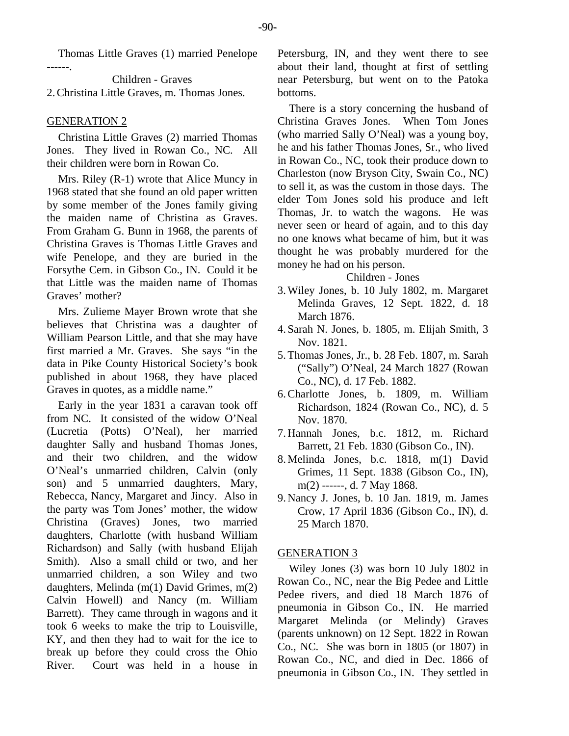Thomas Little Graves (1) married Penelope ------.

Children - Graves

2. Christina Little Graves, m. Thomas Jones.

## GENERATION 2

Christina Little Graves (2) married Thomas Jones. They lived in Rowan Co., NC. All their children were born in Rowan Co.

Mrs. Riley (R-1) wrote that Alice Muncy in 1968 stated that she found an old paper written by some member of the Jones family giving the maiden name of Christina as Graves. From Graham G. Bunn in 1968, the parents of Christina Graves is Thomas Little Graves and wife Penelope, and they are buried in the Forsythe Cem. in Gibson Co., IN. Could it be that Little was the maiden name of Thomas Graves' mother?

Mrs. Zulieme Mayer Brown wrote that she believes that Christina was a daughter of William Pearson Little, and that she may have first married a Mr. Graves. She says "in the data in Pike County Historical Society's book published in about 1968, they have placed Graves in quotes, as a middle name."

Early in the year 1831 a caravan took off from NC. It consisted of the widow O'Neal (Lucretia (Potts) O'Neal), her married daughter Sally and husband Thomas Jones, and their two children, and the widow O'Neal's unmarried children, Calvin (only son) and 5 unmarried daughters, Mary, Rebecca, Nancy, Margaret and Jincy. Also in the party was Tom Jones' mother, the widow Christina (Graves) Jones, two married daughters, Charlotte (with husband William Richardson) and Sally (with husband Elijah Smith). Also a small child or two, and her unmarried children, a son Wiley and two daughters, Melinda (m(1) David Grimes, m(2) Calvin Howell) and Nancy (m. William Barrett). They came through in wagons and it took 6 weeks to make the trip to Louisville, KY, and then they had to wait for the ice to break up before they could cross the Ohio River. Court was held in a house in Petersburg, IN, and they went there to see about their land, thought at first of settling near Petersburg, but went on to the Patoka bottoms.

There is a story concerning the husband of Christina Graves Jones. When Tom Jones (who married Sally O'Neal) was a young boy, he and his father Thomas Jones, Sr., who lived in Rowan Co., NC, took their produce down to Charleston (now Bryson City, Swain Co., NC) to sell it, as was the custom in those days. The elder Tom Jones sold his produce and left Thomas, Jr. to watch the wagons. He was never seen or heard of again, and to this day no one knows what became of him, but it was thought he was probably murdered for the money he had on his person.

Children - Jones

3. Wiley Jones, b. 10 July 1802, m. Margaret Melinda Graves, 12 Sept. 1822, d. 18 March 1876.
4. Sarah N. Jones, b. 1805, m. Elijah Smith, 3 Nov. 1821.
5. Thomas Jones, Jr., b. 28 Feb. 1807, m. Sarah ("Sally") O'Neal, 24 March 1827 (Rowan Co., NC), d. 17 Feb. 1882.
6. Charlotte Jones, b. 1809, m. William Richardson, 1824 (Rowan Co., NC), d. 5 Nov. 1870.
7. Hannah Jones, b.c. 1812, m. Richard Barrett, 21 Feb. 1830 (Gibson Co., IN).
8. Melinda Jones, b.c. 1818, m(1) David Grimes, 11 Sept. 1838 (Gibson Co., IN), m(2) ------, d. 7 May 1868.
9. Nancy J. Jones, b. 10 Jan. 1819, m. James Crow, 17 April 1836 (Gibson Co., IN), d. 25 March 1870.

## GENERATION 3

Wiley Jones (3) was born 10 July 1802 in Rowan Co., NC, near the Big Pedee and Little Pedee rivers, and died 18 March 1876 of pneumonia in Gibson Co., IN. He married Margaret Melinda (or Melindy) Graves (parents unknown) on 12 Sept. 1822 in Rowan Co., NC. She was born in 1805 (or 1807) in Rowan Co., NC, and died in Dec. 1866 of pneumonia in Gibson Co., IN. They settled in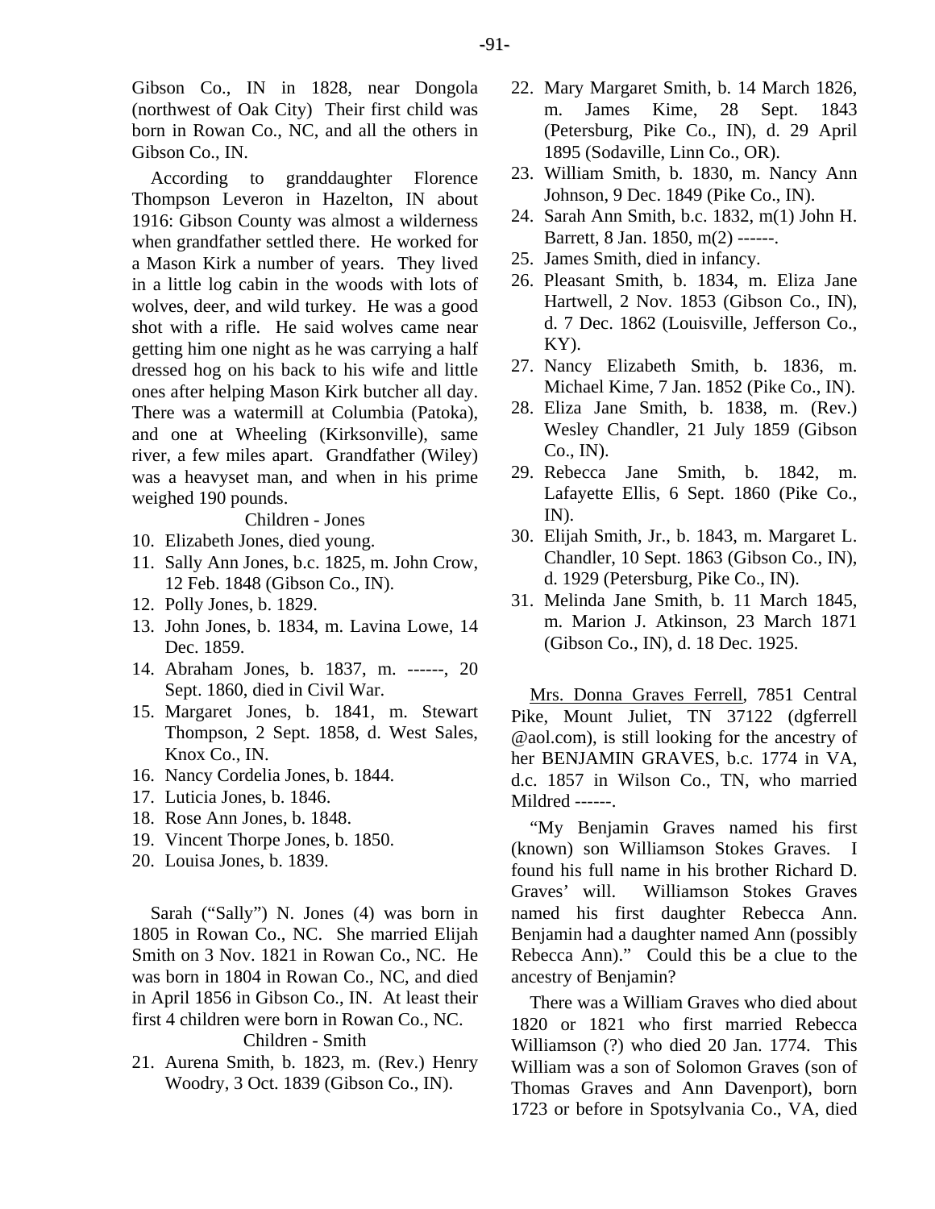Gibson Co., IN in 1828, near Dongola (northwest of Oak City) Their first child was born in Rowan Co., NC, and all the others in Gibson Co., IN.

According to granddaughter Florence Thompson Leveron in Hazelton, IN about 1916: Gibson County was almost a wilderness when grandfather settled there. He worked for a Mason Kirk a number of years. They lived in a little log cabin in the woods with lots of wolves, deer, and wild turkey. He was a good shot with a rifle. He said wolves came near getting him one night as he was carrying a half dressed hog on his back to his wife and little ones after helping Mason Kirk butcher all day. There was a watermill at Columbia (Patoka), and one at Wheeling (Kirksonville), same river, a few miles apart. Grandfather (Wiley) was a heavyset man, and when in his prime weighed 190 pounds.

Children - Jones

10. Elizabeth Jones, died young.
11. Sally Ann Jones, b.c. 1825, m. John Crow, 12 Feb. 1848 (Gibson Co., IN).
12. Polly Jones, b. 1829.
13. John Jones, b. 1834, m. Lavina Lowe, 14 Dec. 1859.
14. Abraham Jones, b. 1837, m. ------, 20 Sept. 1860, died in Civil War.
15. Margaret Jones, b. 1841, m. Stewart Thompson, 2 Sept. 1858, d. West Sales, Knox Co., IN.
16. Nancy Cordelia Jones, b. 1844.
17. Luticia Jones, b. 1846.
18. Rose Ann Jones, b. 1848.
19. Vincent Thorpe Jones, b. 1850.
20. Louisa Jones, b. 1839.

Sarah ("Sally") N. Jones (4) was born in 1805 in Rowan Co., NC. She married Elijah Smith on 3 Nov. 1821 in Rowan Co., NC. He was born in 1804 in Rowan Co., NC, and died in April 1856 in Gibson Co., IN. At least their first 4 children were born in Rowan Co., NC.

Children - Smith

21. Aurena Smith, b. 1823, m. (Rev.) Henry Woodry, 3 Oct. 1839 (Gibson Co., IN).
22. Mary Margaret Smith, b. 14 March 1826, m. James Kime, 28 Sept. 1843 (Petersburg, Pike Co., IN), d. 29 April 1895 (Sodaville, Linn Co., OR).
23. William Smith, b. 1830, m. Nancy Ann Johnson, 9 Dec. 1849 (Pike Co., IN).
24. Sarah Ann Smith, b.c. 1832, m(1) John H. Barrett, 8 Jan. 1850, m(2) ------.
25. James Smith, died in infancy.
26. Pleasant Smith, b. 1834, m. Eliza Jane Hartwell, 2 Nov. 1853 (Gibson Co., IN), d. 7 Dec. 1862 (Louisville, Jefferson Co., KY).
27. Nancy Elizabeth Smith, b. 1836, m. Michael Kime, 7 Jan. 1852 (Pike Co., IN).
28. Eliza Jane Smith, b. 1838, m. (Rev.) Wesley Chandler, 21 July 1859 (Gibson Co., IN).
29. Rebecca Jane Smith, b. 1842, m. Lafayette Ellis, 6 Sept. 1860 (Pike Co., IN).
30. Elijah Smith, Jr., b. 1843, m. Margaret L. Chandler, 10 Sept. 1863 (Gibson Co., IN), d. 1929 (Petersburg, Pike Co., IN).
31. Melinda Jane Smith, b. 11 March 1845, m. Marion J. Atkinson, 23 March 1871 (Gibson Co., IN), d. 18 Dec. 1925.

Mrs. Donna Graves Ferrell, 7851 Central Pike, Mount Juliet, TN 37122 (dgferrell @aol.com), is still looking for the ancestry of her BENJAMIN GRAVES, b.c. 1774 in VA, d.c. 1857 in Wilson Co., TN, who married Mildred ------.

"My Benjamin Graves named his first (known) son Williamson Stokes Graves. I found his full name in his brother Richard D. Graves' will. Williamson Stokes Graves named his first daughter Rebecca Ann. Benjamin had a daughter named Ann (possibly Rebecca Ann)." Could this be a clue to the ancestry of Benjamin?

There was a William Graves who died about 1820 or 1821 who first married Rebecca Williamson (?) who died 20 Jan. 1774. This William was a son of Solomon Graves (son of Thomas Graves and Ann Davenport), born 1723 or before in Spotsylvania Co., VA, died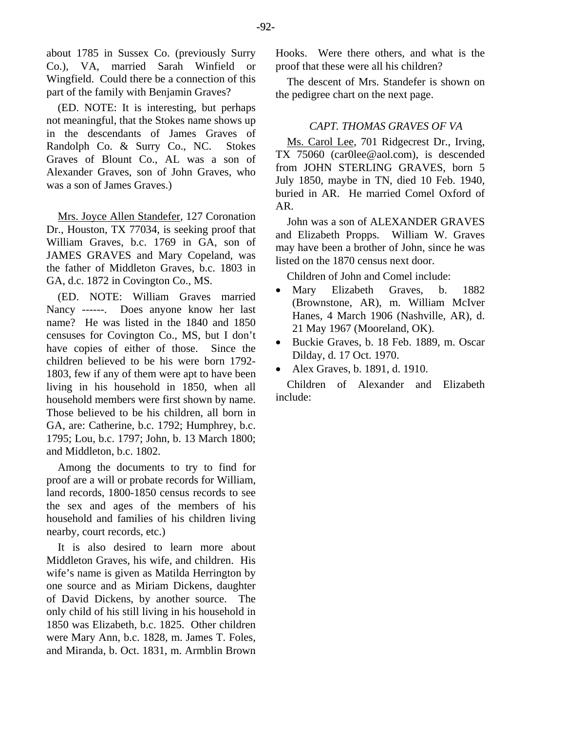about 1785 in Sussex Co. (previously Surry Co.), VA, married Sarah Winfield or Wingfield. Could there be a connection of this part of the family with Benjamin Graves?

(ED. NOTE: It is interesting, but perhaps not meaningful, that the Stokes name shows up in the descendants of James Graves of Randolph Co. & Surry Co., NC. Stokes Graves of Blount Co., AL was a son of Alexander Graves, son of John Graves, who was a son of James Graves.)

Mrs. Joyce Allen Standefer, 127 Coronation Dr., Houston, TX 77034, is seeking proof that William Graves, b.c. 1769 in GA, son of JAMES GRAVES and Mary Copeland, was the father of Middleton Graves, b.c. 1803 in GA, d.c. 1872 in Covington Co., MS.

(ED. NOTE: William Graves married Nancy ------. Does anyone know her last name? He was listed in the 1840 and 1850 censuses for Covington Co., MS, but I don't have copies of either of those. Since the children believed to be his were born 1792-1803, few if any of them were apt to have been living in his household in 1850, when all household members were first shown by name. Those believed to be his children, all born in GA, are: Catherine, b.c. 1792; Humphrey, b.c. 1795; Lou, b.c. 1797; John, b. 13 March 1800; and Middleton, b.c. 1802.

Among the documents to try to find for proof are a will or probate records for William, land records, 1800-1850 census records to see the sex and ages of the members of his household and families of his children living nearby, court records, etc.)

It is also desired to learn more about Middleton Graves, his wife, and children. His wife's name is given as Matilda Herrington by one source and as Miriam Dickens, daughter of David Dickens, by another source. The only child of his still living in his household in 1850 was Elizabeth, b.c. 1825. Other children were Mary Ann, b.c. 1828, m. James T. Foles, and Miranda, b. Oct. 1831, m. Armblin Brown Hooks. Were there others, and what is the proof that these were all his children?

The descent of Mrs. Standefer is shown on the pedigree chart on the next page.

### *CAPT. THOMAS GRAVES OF VA*

Ms. Carol Lee, 701 Ridgecrest Dr., Irving, TX 75060 (car0lee@aol.com), is descended from JOHN STERLING GRAVES, born 5 July 1850, maybe in TN, died 10 Feb. 1940, buried in AR. He married Comel Oxford of AR.

John was a son of ALEXANDER GRAVES and Elizabeth Propps. William W. Graves may have been a brother of John, since he was listed on the 1870 census next door.

Children of John and Comel include:

- Mary Elizabeth Graves, b. 1882 (Brownstone, AR), m. William McIver Hanes, 4 March 1906 (Nashville, AR), d. 21 May 1967 (Mooreland, OK).
- Buckie Graves, b. 18 Feb. 1889, m. Oscar Dilday, d. 17 Oct. 1970.
- Alex Graves, b. 1891, d. 1910.

Children of Alexander and Elizabeth include: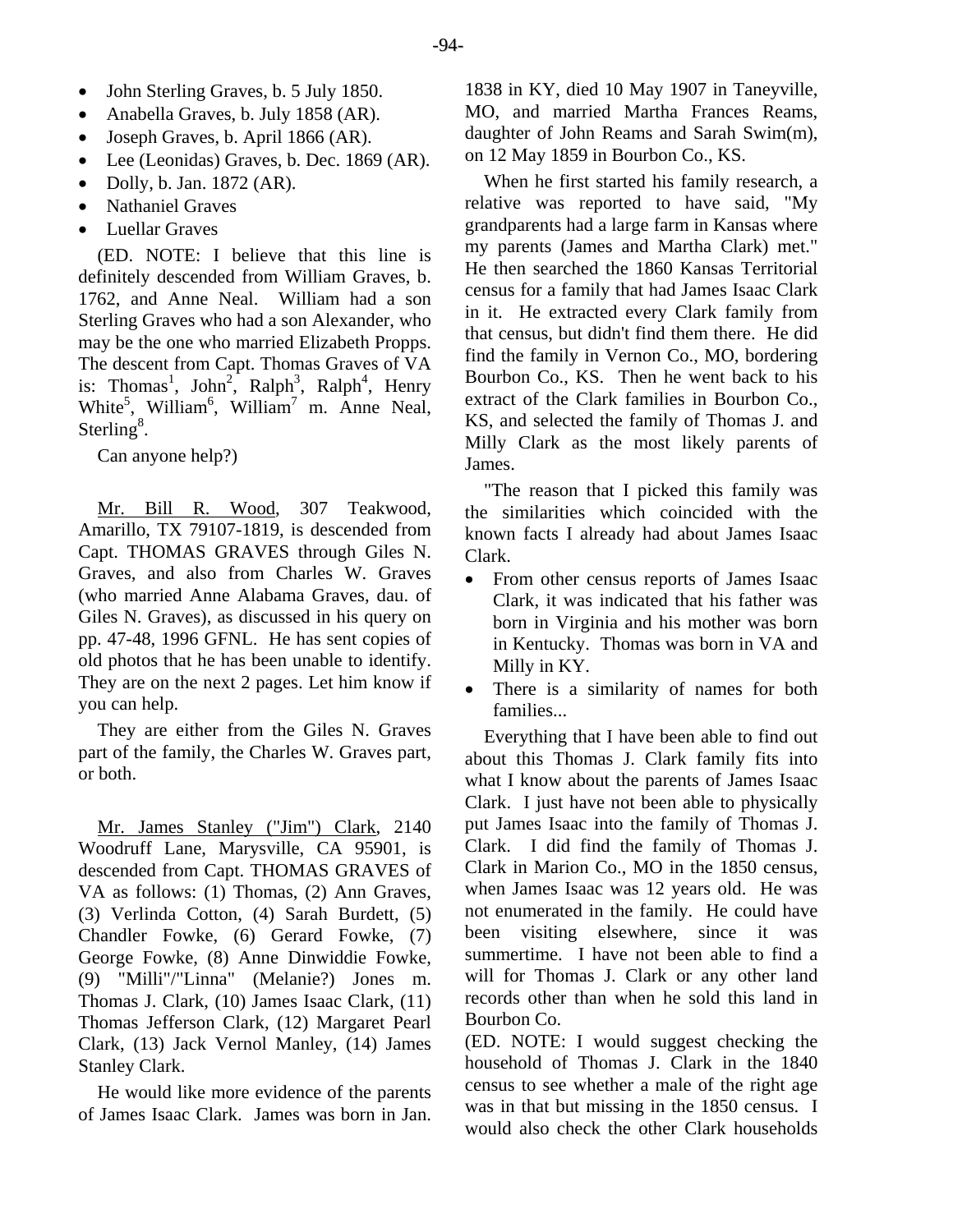- John Sterling Graves, b. 5 July 1850.
- Anabella Graves, b. July 1858 (AR).
- Joseph Graves, b. April 1866 (AR).
- Lee (Leonidas) Graves, b. Dec. 1869 (AR).
- Dolly, b. Jan. 1872 (AR).
- Nathaniel Graves
- Luellar Graves

(ED. NOTE: I believe that this line is definitely descended from William Graves, b. 1762, and Anne Neal. William had a son Sterling Graves who had a son Alexander, who may be the one who married Elizabeth Propps. The descent from Capt. Thomas Graves of VA is: Thomas[1], John[2], Ralph[3], Ralph[4], Henry White[5], William[6], William[7] m. Anne Neal, Sterling[8].

Can anyone help?)

Mr. Bill R. Wood, 307 Teakwood, Amarillo, TX 79107-1819, is descended from Capt. THOMAS GRAVES through Giles N. Graves, and also from Charles W. Graves (who married Anne Alabama Graves, dau. of Giles N. Graves), as discussed in his query on pp. 47-48, 1996 GFNL. He has sent copies of old photos that he has been unable to identify. They are on the next 2 pages. Let him know if you can help.

They are either from the Giles N. Graves part of the family, the Charles W. Graves part, or both.

Mr. James Stanley ("Jim") Clark, 2140 Woodruff Lane, Marysville, CA 95901, is descended from Capt. THOMAS GRAVES of VA as follows: (1) Thomas, (2) Ann Graves, (3) Verlinda Cotton, (4) Sarah Burdett, (5) Chandler Fowke, (6) Gerard Fowke, (7) George Fowke, (8) Anne Dinwiddie Fowke, (9) "Milli"/"Linna" (Melanie?) Jones m. Thomas J. Clark, (10) James Isaac Clark, (11) Thomas Jefferson Clark, (12) Margaret Pearl Clark, (13) Jack Vernol Manley, (14) James Stanley Clark.

He would like more evidence of the parents of James Isaac Clark. James was born in Jan. 1838 in KY, died 10 May 1907 in Taneyville, MO, and married Martha Frances Reams, daughter of John Reams and Sarah Swim(m), on 12 May 1859 in Bourbon Co., KS.

When he first started his family research, a relative was reported to have said, "My grandparents had a large farm in Kansas where my parents (James and Martha Clark) met." He then searched the 1860 Kansas Territorial census for a family that had James Isaac Clark in it. He extracted every Clark family from that census, but didn't find them there. He did find the family in Vernon Co., MO, bordering Bourbon Co., KS. Then he went back to his extract of the Clark families in Bourbon Co., KS, and selected the family of Thomas J. and Milly Clark as the most likely parents of James.

"The reason that I picked this family was the similarities which coincided with the known facts I already had about James Isaac Clark.

- From other census reports of James Isaac Clark, it was indicated that his father was born in Virginia and his mother was born in Kentucky. Thomas was born in VA and Milly in KY.
- There is a similarity of names for both families...

Everything that I have been able to find out about this Thomas J. Clark family fits into what I know about the parents of James Isaac Clark. I just have not been able to physically put James Isaac into the family of Thomas J. Clark. I did find the family of Thomas J. Clark in Marion Co., MO in the 1850 census, when James Isaac was 12 years old. He was not enumerated in the family. He could have been visiting elsewhere, since it was summertime. I have not been able to find a will for Thomas J. Clark or any other land records other than when he sold this land in Bourbon Co.

(ED. NOTE: I would suggest checking the household of Thomas J. Clark in the 1840 census to see whether a male of the right age was in that but missing in the 1850 census. I would also check the other Clark households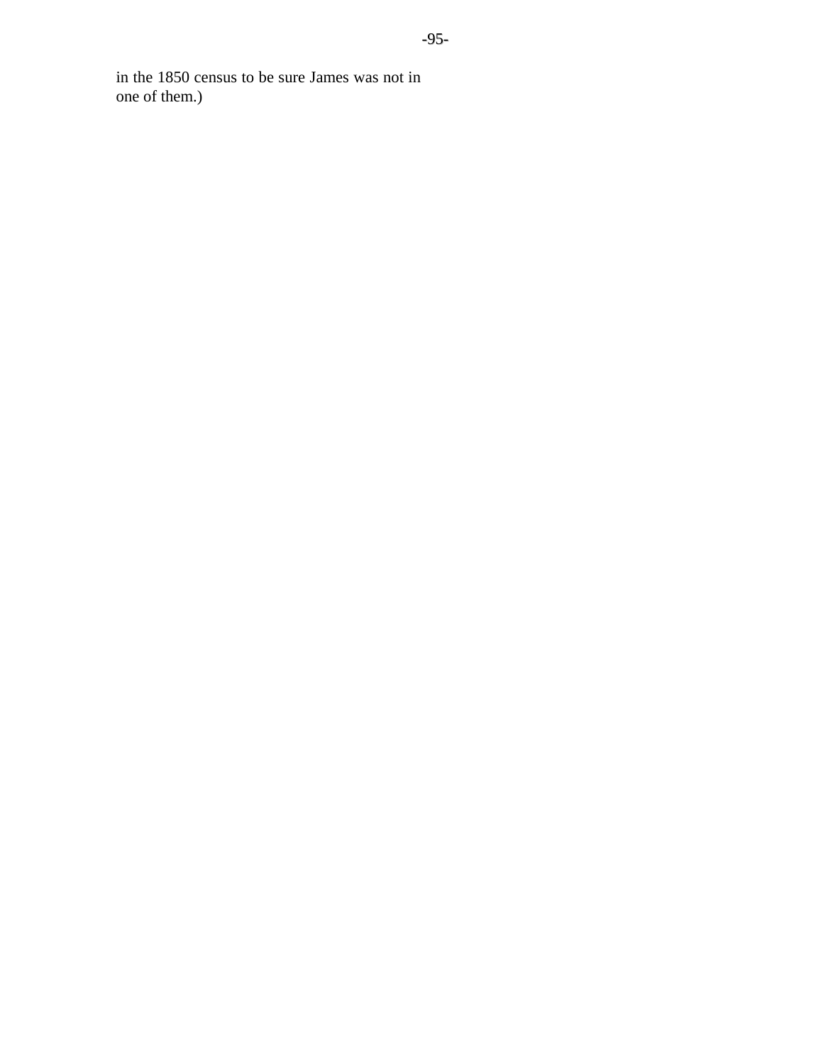in the 1850 census to be sure James was not in one of them.)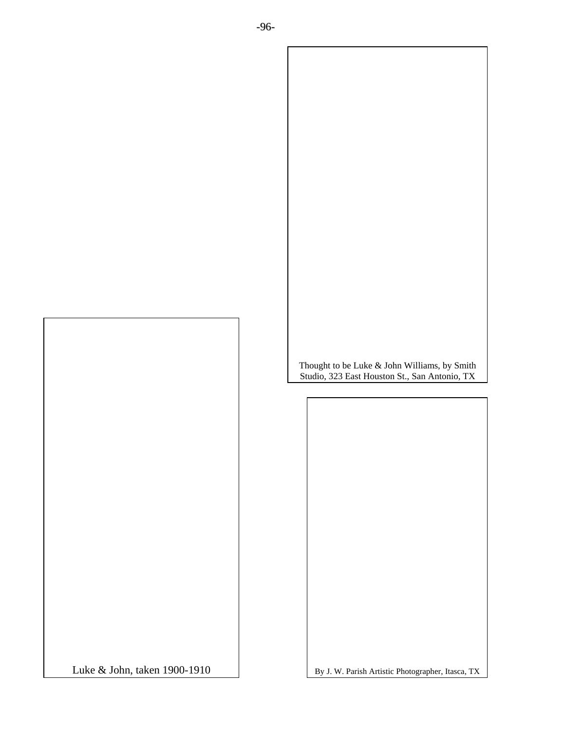Thought to be Luke & John Williams, by Smith Studio, 323 East Houston St., San Antonio, TX

Luke & John, taken 1900-1910

By J. W. Parish Artistic Photographer, Itasca, TX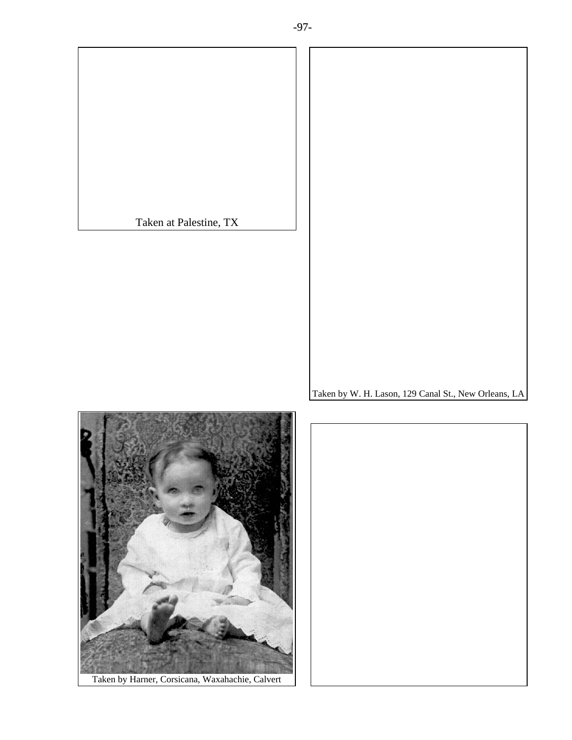Taken at Palestine, TX

Taken by W. H. Lason, 129 Canal St., New Orleans, LA

Taken by Harner, Corsicana, Waxahachie, Calvert